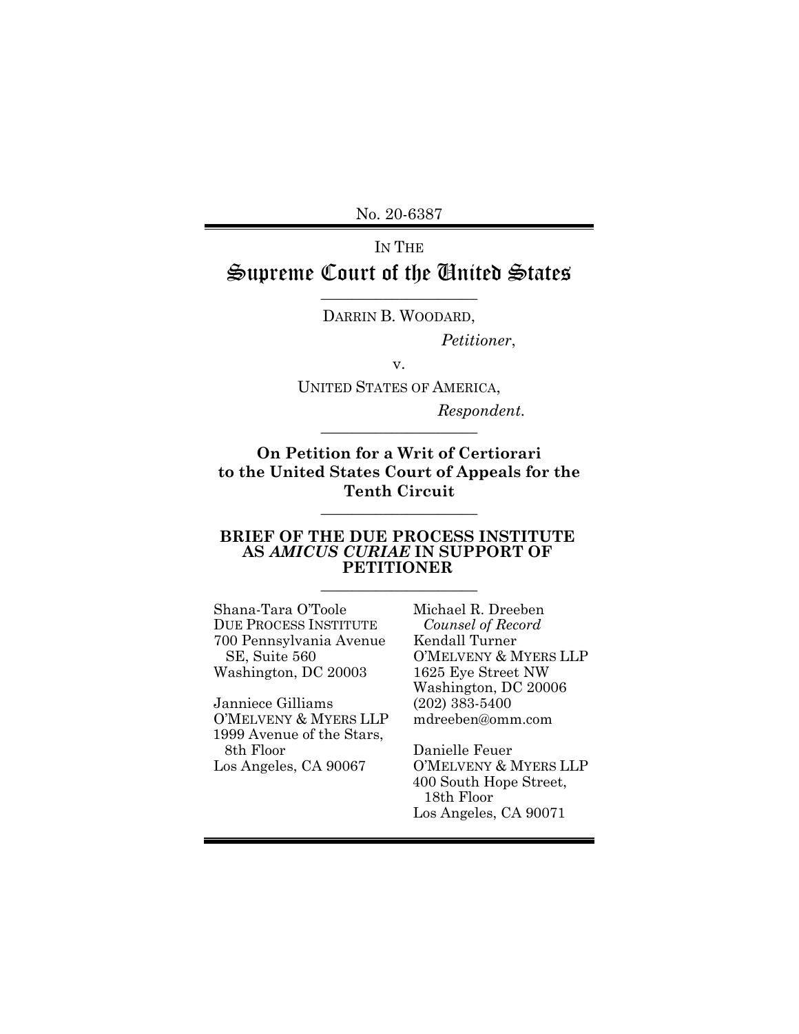No. 20-6387

IN THE

# Supreme Court of the United States

---

DARRIN B. WOODARD,

*Petitioner*,

v.

UNITED STATES OF AMERICA,

*Respondent.*

---

**On Petition for a Writ of Certiorari to the United States Court of Appeals for the Tenth Circuit**

---

**BRIEF OF THE DUE PROCESS INSTITUTE AS *AMICUS CURIAE* IN SUPPORT OF PETITIONER**

---

Shana-Tara O'Toole
DUE PROCESS INSTITUTE
700 Pennsylvania Avenue SE, Suite 560
Washington, DC 20003

Janniece Gilliams
O'MELVENY & MYERS LLP
1999 Avenue of the Stars, 8th Floor
Los Angeles, CA 90067

Michael R. Dreeben
*Counsel of Record*
Kendall Turner
O'MELVENY & MYERS LLP
1625 Eye Street NW
Washington, DC 20006
(202) 383-5400
mdreeben@omm.com

Danielle Feuer
O'MELVENY & MYERS LLP
400 South Hope Street, 18th Floor
Los Angeles, CA 90071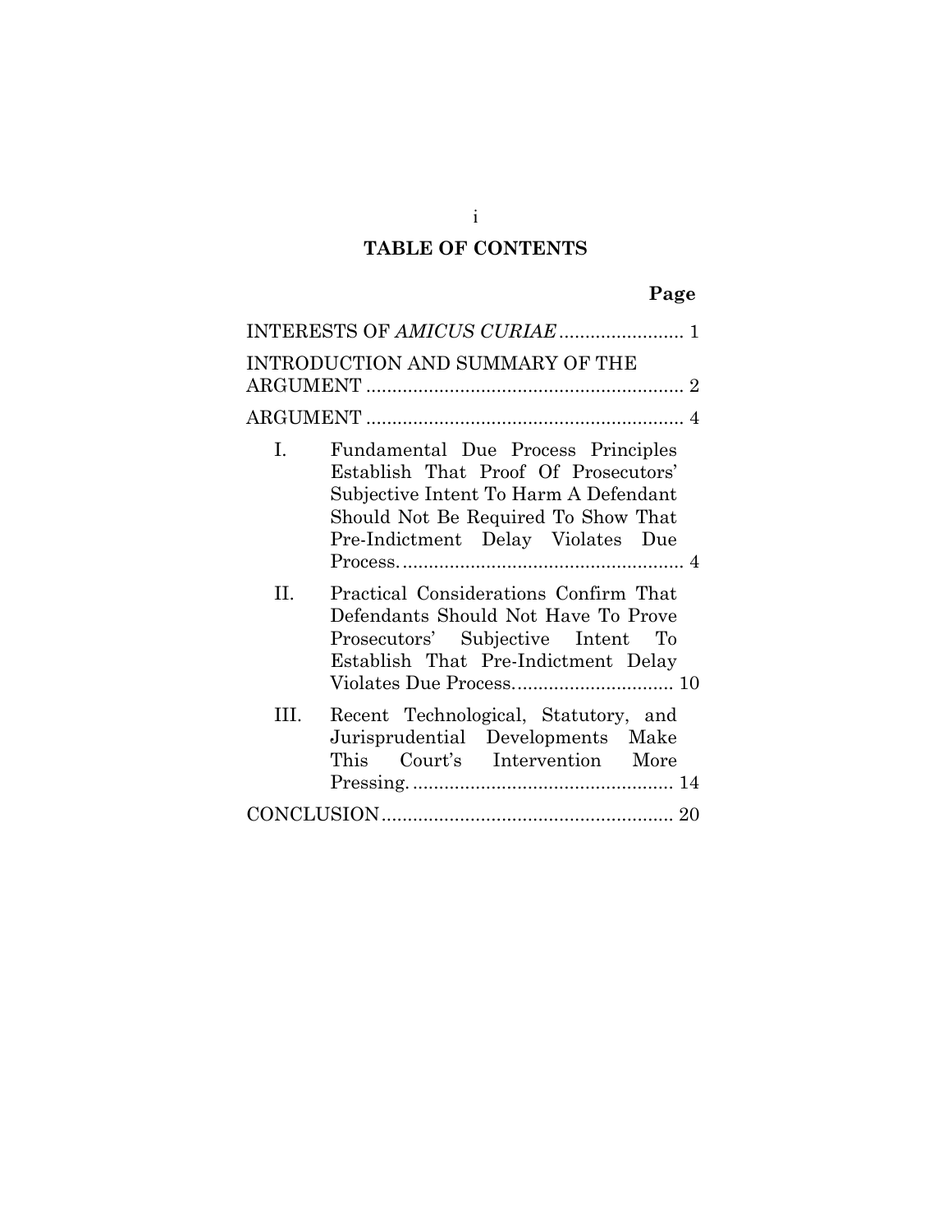# TABLE OF CONTENTS

| | Page |
|---|---|
| INTERESTS OF *AMICUS CURIAE* | 1 |
| INTRODUCTION AND SUMMARY OF THE ARGUMENT | 2 |
| ARGUMENT | 4 |
| I. Fundamental Due Process Principles Establish That Proof Of Prosecutors' Subjective Intent To Harm A Defendant Should Not Be Required To Show That Pre-Indictment Delay Violates Due Process. | 4 |
| II. Practical Considerations Confirm That Defendants Should Not Have To Prove Prosecutors' Subjective Intent To Establish That Pre-Indictment Delay Violates Due Process. | 10 |
| III. Recent Technological, Statutory, and Jurisprudential Developments Make This Court's Intervention More Pressing. | 14 |
| CONCLUSION | 20 |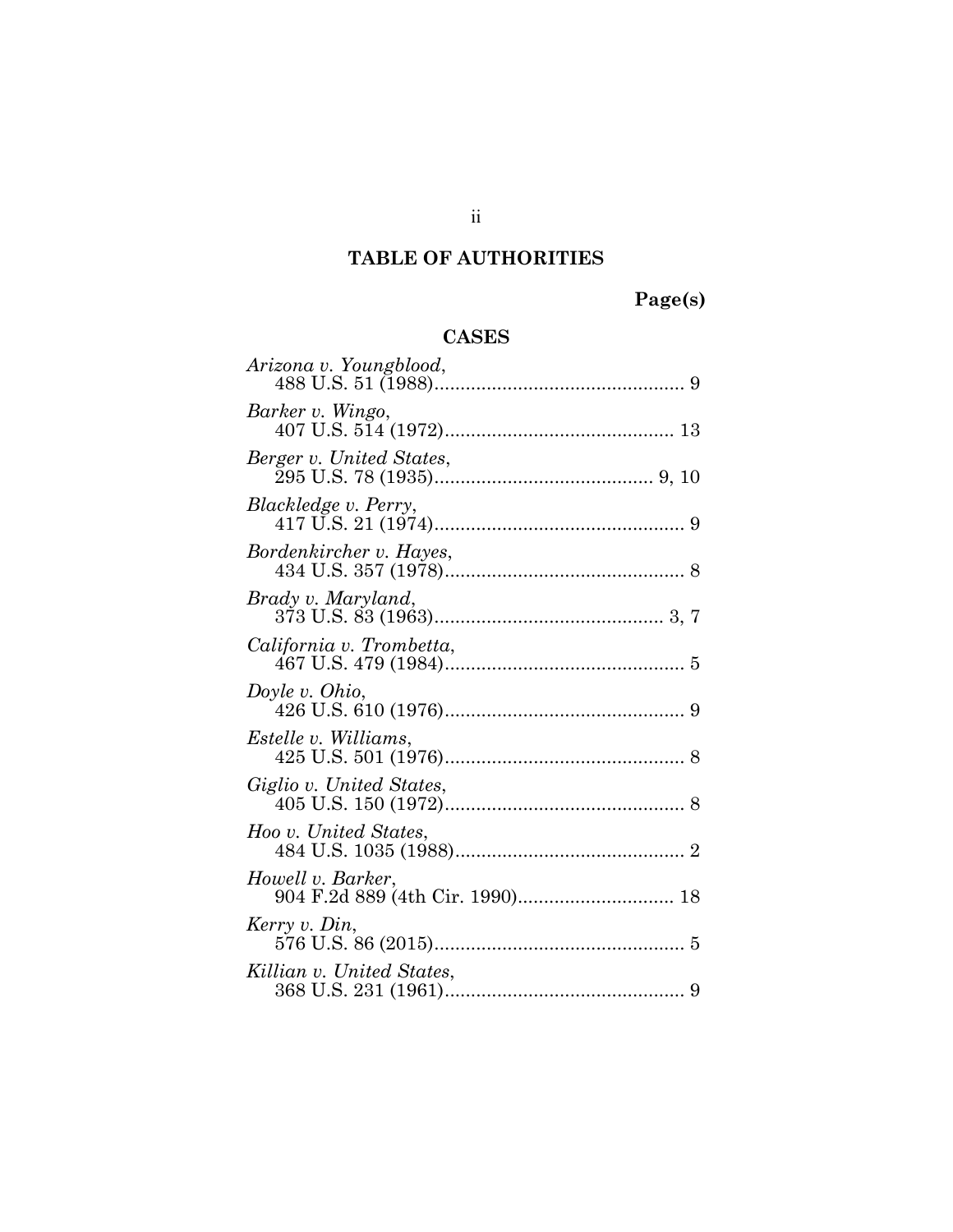# TABLE OF AUTHORITIES

**Page(s)**

## CASES

*Arizona v. Youngblood*,
488 U.S. 51 (1988)................................................ 9

*Barker v. Wingo*,
407 U.S. 514 (1972)............................................ 13

*Berger v. United States*,
295 U.S. 78 (1935).......................................... 9, 10

*Blackledge v. Perry*,
417 U.S. 21 (1974)................................................ 9

*Bordenkircher v. Hayes*,
434 U.S. 357 (1978).............................................. 8

*Brady v. Maryland*,
373 U.S. 83 (1963)............................................ 3, 7

*California v. Trombetta*,
467 U.S. 479 (1984).............................................. 5

*Doyle v. Ohio*,
426 U.S. 610 (1976).............................................. 9

*Estelle v. Williams*,
425 U.S. 501 (1976).............................................. 8

*Giglio v. United States*,
405 U.S. 150 (1972).............................................. 8

*Hoo v. United States*,
484 U.S. 1035 (1988)............................................ 2

*Howell v. Barker*,
904 F.2d 889 (4th Cir. 1990)............................. 18

*Kerry v. Din*,
576 U.S. 86 (2015)................................................ 5

*Killian v. United States*,
368 U.S. 231 (1961).............................................. 9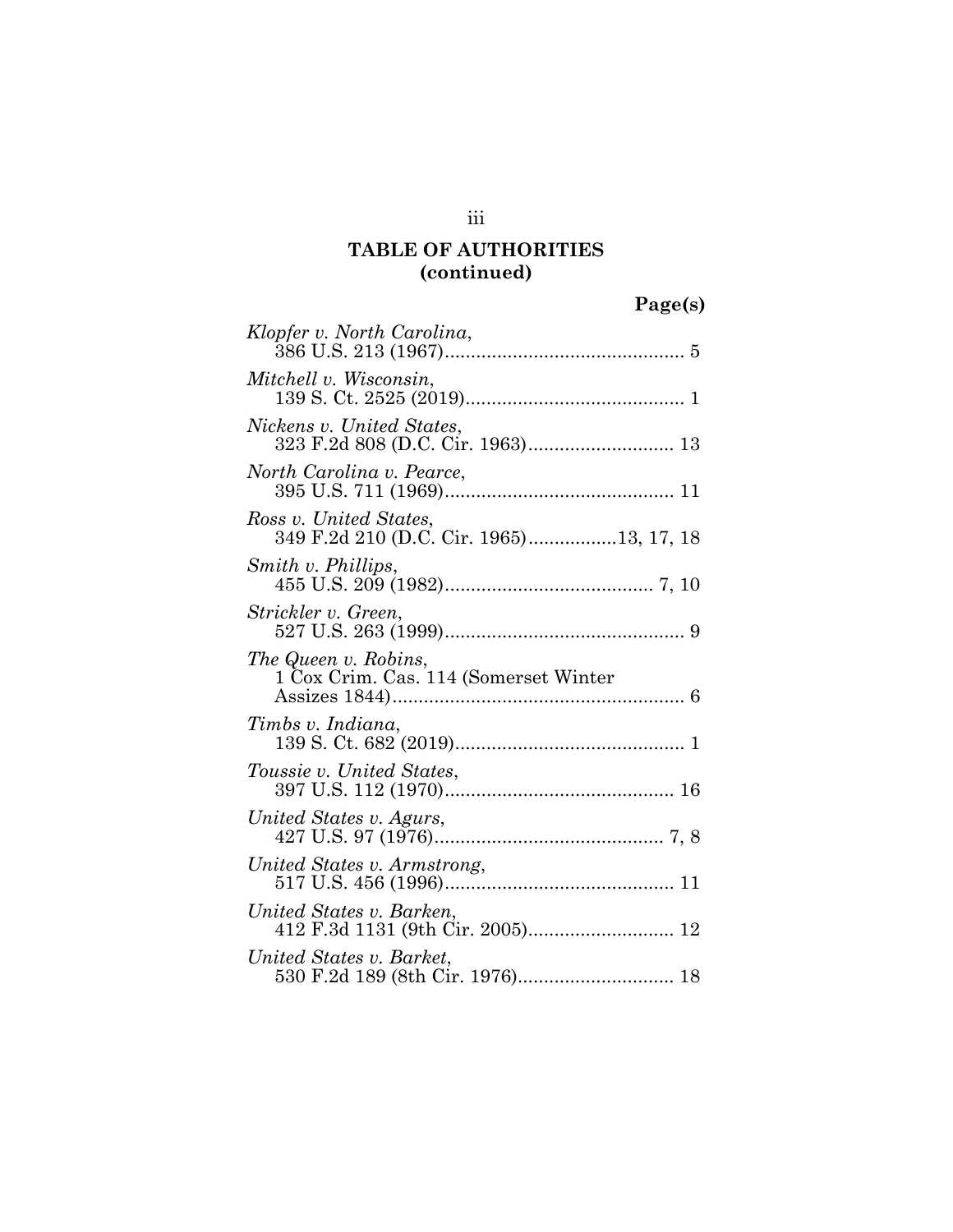## TABLE OF AUTHORITIES (continued)

**Page(s)**

*Klopfer v. North Carolina*,
386 U.S. 213 (1967)............................................. 5

*Mitchell v. Wisconsin*,
139 S. Ct. 2525 (2019).......................................... 1

*Nickens v. United States*,
323 F.2d 808 (D.C. Cir. 1963)............................ 13

*North Carolina v. Pearce*,
395 U.S. 711 (1969)............................................ 11

*Ross v. United States*,
349 F.2d 210 (D.C. Cir. 1965)................13, 17, 18

*Smith v. Phillips*,
455 U.S. 209 (1982)........................................ 7, 10

*Strickler v. Green*,
527 U.S. 263 (1999).............................................. 9

*The Queen v. Robins*,
1 Cox Crim. Cas. 114 (Somerset Winter Assizes 1844)........................................................ 6

*Timbs v. Indiana*,
139 S. Ct. 682 (2019)............................................ 1

*Toussie v. United States*,
397 U.S. 112 (1970)............................................ 16

*United States v. Agurs*,
427 U.S. 97 (1976)............................................ 7, 8

*United States v. Armstrong*,
517 U.S. 456 (1996)............................................ 11

*United States v. Barken*,
412 F.3d 1131 (9th Cir. 2005)............................ 12

*United States v. Barket*,
530 F.2d 189 (8th Cir. 1976).............................. 18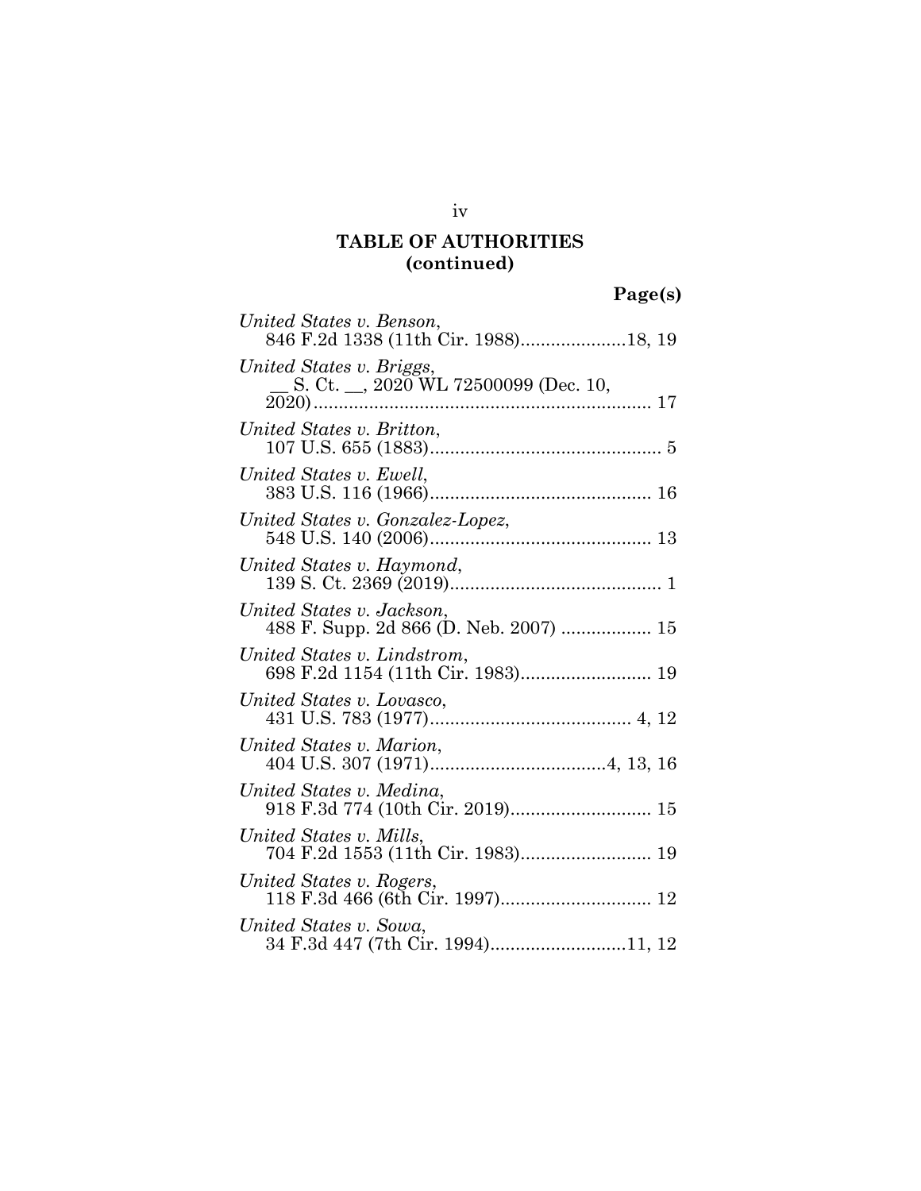## TABLE OF AUTHORITIES (continued)

**Page(s)**

*United States v. Benson*, 846 F.2d 1338 (11th Cir. 1988)....................18, 19

*United States v. Briggs*, __ S. Ct. __, 2020 WL 72500099 (Dec. 10, 2020).................................................................. 17

*United States v. Britton*, 107 U.S. 655 (1883)............................................. 5

*United States v. Ewell*, 383 U.S. 116 (1966)........................................... 16

*United States v. Gonzalez-Lopez*, 548 U.S. 140 (2006)........................................... 13

*United States v. Haymond*, 139 S. Ct. 2369 (2019).......................................... 1

*United States v. Jackson*, 488 F. Supp. 2d 866 (D. Neb. 2007) .................. 15

*United States v. Lindstrom*, 698 F.2d 1154 (11th Cir. 1983).......................... 19

*United States v. Lovasco*, 431 U.S. 783 (1977)........................................ 4, 12

*United States v. Marion*, 404 U.S. 307 (1971)..................................4, 13, 16

*United States v. Medina*, 918 F.3d 774 (10th Cir. 2019)............................ 15

*United States v. Mills*, 704 F.2d 1553 (11th Cir. 1983).......................... 19

*United States v. Rogers*, 118 F.3d 466 (6th Cir. 1997).............................. 12

*United States v. Sowa*, 34 F.3d 447 (7th Cir. 1994)..........................11, 12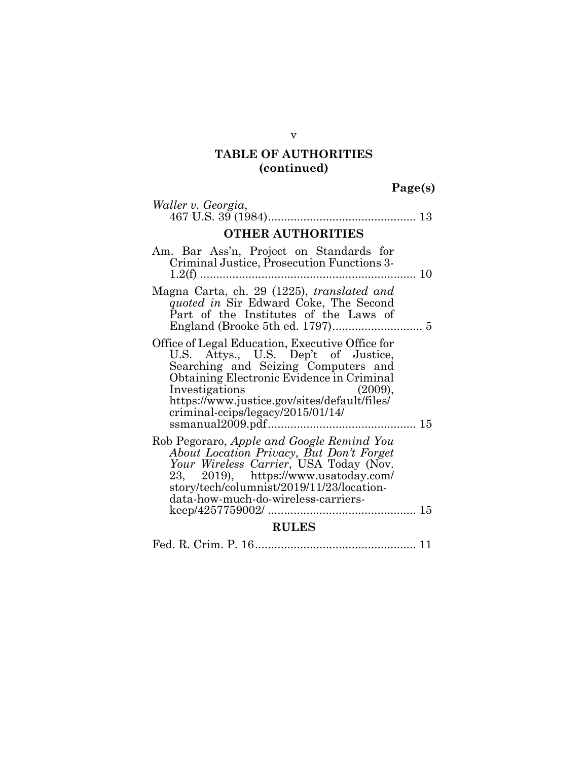## TABLE OF AUTHORITIES (continued)

**Page(s)**

*Waller v. Georgia*,
467 U.S. 39 (1984) .............................................. 13

### OTHER AUTHORITIES

Am. Bar Ass'n, Project on Standards for Criminal Justice, Prosecution Functions 3-1.2(f) .................................................................... 10

Magna Carta, ch. 29 (1225), *translated and quoted in* Sir Edward Coke, The Second Part of the Institutes of the Laws of England (Brooke 5th ed. 1797) ............................ 5

Office of Legal Education, Executive Office for U.S. Attys., U.S. Dep't of Justice, Searching and Seizing Computers and Obtaining Electronic Evidence in Criminal Investigations (2009), https://www.justice.gov/sites/default/files/criminal-ccips/legacy/2015/01/14/ssmanual2009.pdf .............................................. 15

Rob Pegoraro, *Apple and Google Remind You About Location Privacy, But Don't Forget Your Wireless Carrier*, USA Today (Nov. 23, 2019), https://www.usatoday.com/story/tech/columnist/2019/11/23/location-data-how-much-do-wireless-carriers-keep/4257759002/ .............................................. 15

### RULES

Fed. R. Crim. P. 16 .................................................. 11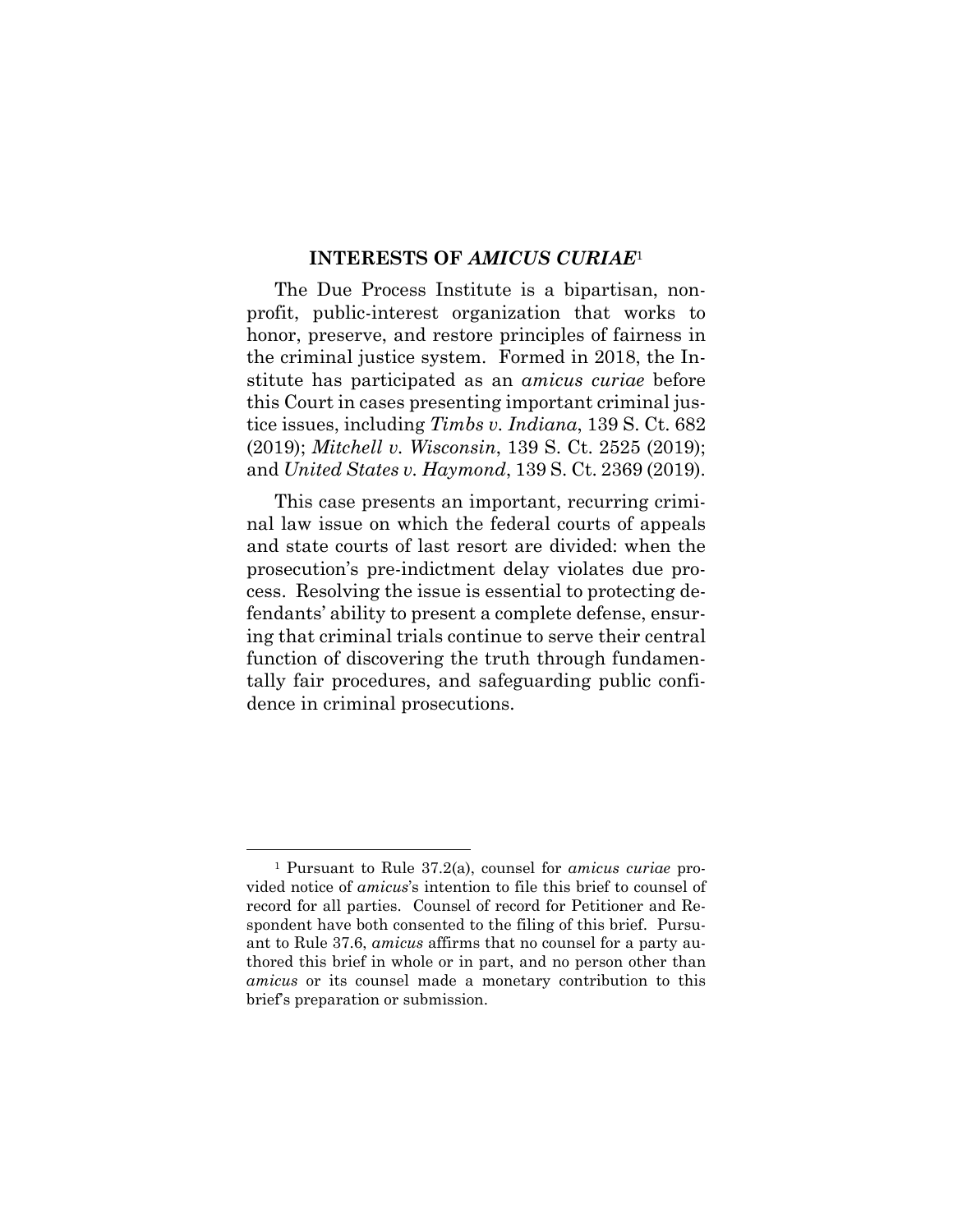## INTERESTS OF *AMICUS CURIAE*[1]

The Due Process Institute is a bipartisan, non-profit, public-interest organization that works to honor, preserve, and restore principles of fairness in the criminal justice system. Formed in 2018, the Institute has participated as an *amicus curiae* before this Court in cases presenting important criminal justice issues, including *Timbs v. Indiana*, 139 S. Ct. 682 (2019); *Mitchell v. Wisconsin*, 139 S. Ct. 2525 (2019); and *United States v. Haymond*, 139 S. Ct. 2369 (2019).

This case presents an important, recurring criminal law issue on which the federal courts of appeals and state courts of last resort are divided: when the prosecution's pre-indictment delay violates due process. Resolving the issue is essential to protecting defendants' ability to present a complete defense, ensuring that criminal trials continue to serve their central function of discovering the truth through fundamentally fair procedures, and safeguarding public confidence in criminal prosecutions.

---

[1] Pursuant to Rule 37.2(a), counsel for *amicus curiae* provided notice of *amicus*'s intention to file this brief to counsel of record for all parties. Counsel of record for Petitioner and Respondent have both consented to the filing of this brief. Pursuant to Rule 37.6, *amicus* affirms that no counsel for a party authored this brief in whole or in part, and no person other than *amicus* or its counsel made a monetary contribution to this brief's preparation or submission.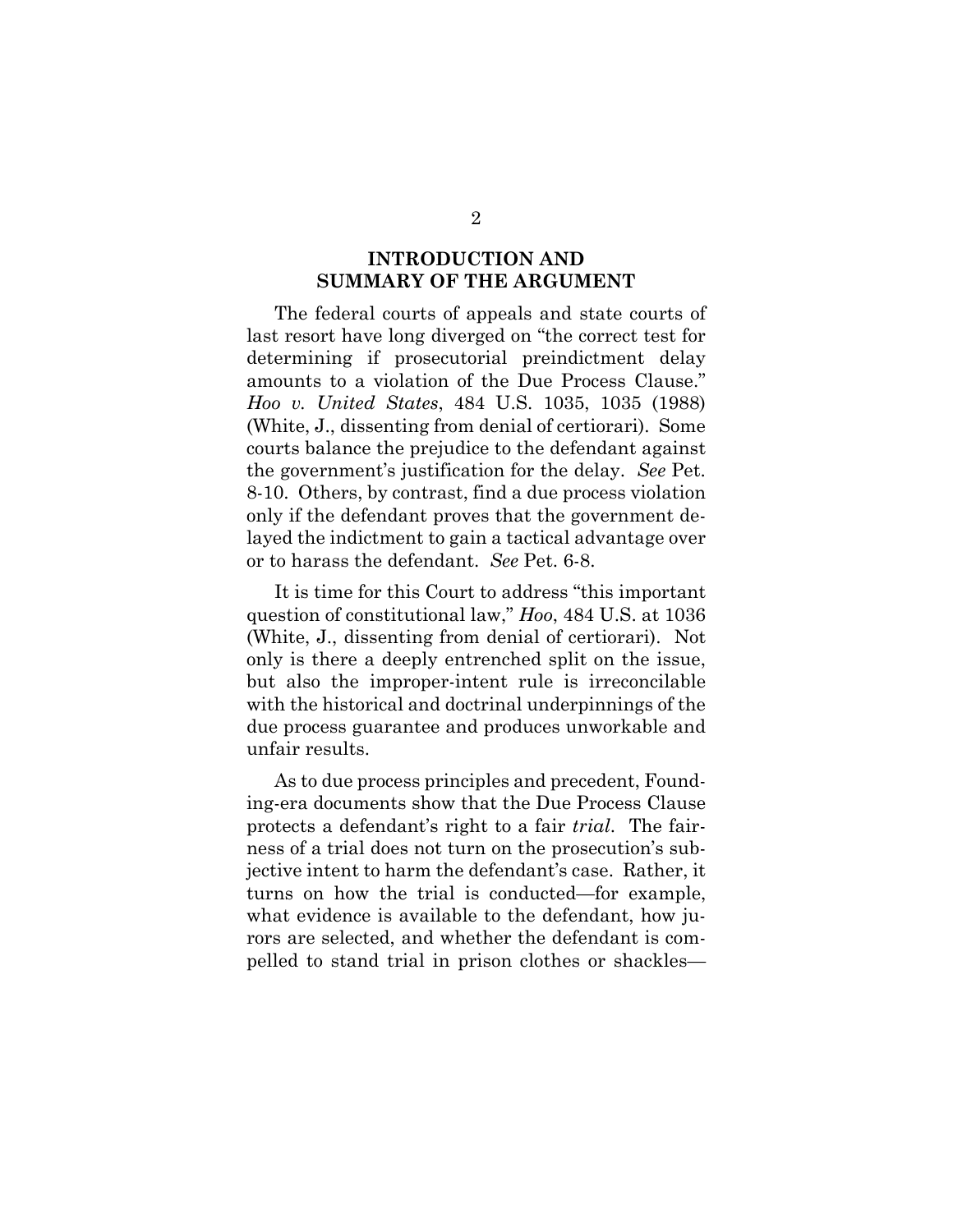## INTRODUCTION AND SUMMARY OF THE ARGUMENT

The federal courts of appeals and state courts of last resort have long diverged on "the correct test for determining if prosecutorial preindictment delay amounts to a violation of the Due Process Clause." *Hoo v. United States*, 484 U.S. 1035, 1035 (1988) (White, J., dissenting from denial of certiorari). Some courts balance the prejudice to the defendant against the government's justification for the delay. *See* Pet. 8-10. Others, by contrast, find a due process violation only if the defendant proves that the government delayed the indictment to gain a tactical advantage over or to harass the defendant. *See* Pet. 6-8.

It is time for this Court to address "this important question of constitutional law," *Hoo*, 484 U.S. at 1036 (White, J., dissenting from denial of certiorari). Not only is there a deeply entrenched split on the issue, but also the improper-intent rule is irreconcilable with the historical and doctrinal underpinnings of the due process guarantee and produces unworkable and unfair results.

As to due process principles and precedent, Founding-era documents show that the Due Process Clause protects a defendant's right to a fair *trial*. The fairness of a trial does not turn on the prosecution's subjective intent to harm the defendant's case. Rather, it turns on how the trial is conducted—for example, what evidence is available to the defendant, how jurors are selected, and whether the defendant is compelled to stand trial in prison clothes or shackles—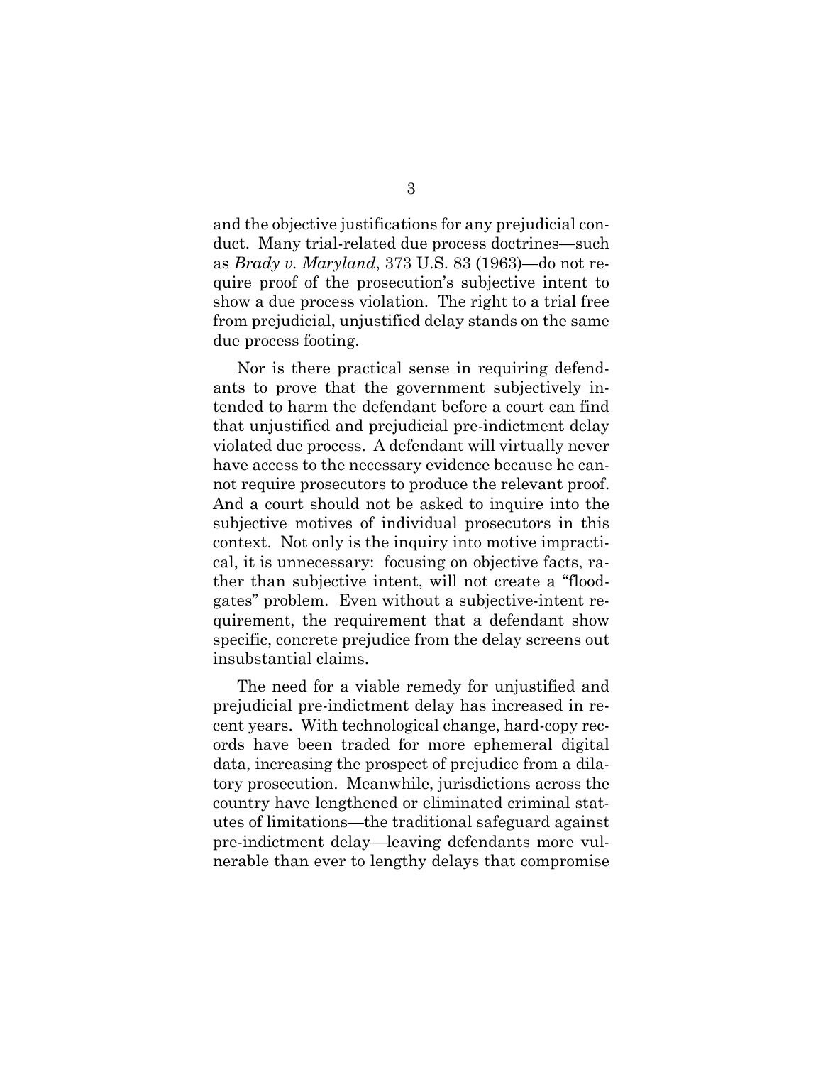and the objective justifications for any prejudicial conduct. Many trial-related due process doctrines—such as *Brady v. Maryland*, 373 U.S. 83 (1963)—do not require proof of the prosecution's subjective intent to show a due process violation. The right to a trial free from prejudicial, unjustified delay stands on the same due process footing.

Nor is there practical sense in requiring defendants to prove that the government subjectively intended to harm the defendant before a court can find that unjustified and prejudicial pre-indictment delay violated due process. A defendant will virtually never have access to the necessary evidence because he cannot require prosecutors to produce the relevant proof. And a court should not be asked to inquire into the subjective motives of individual prosecutors in this context. Not only is the inquiry into motive impractical, it is unnecessary: focusing on objective facts, rather than subjective intent, will not create a "floodgates" problem. Even without a subjective-intent requirement, the requirement that a defendant show specific, concrete prejudice from the delay screens out insubstantial claims.

The need for a viable remedy for unjustified and prejudicial pre-indictment delay has increased in recent years. With technological change, hard-copy records have been traded for more ephemeral digital data, increasing the prospect of prejudice from a dilatory prosecution. Meanwhile, jurisdictions across the country have lengthened or eliminated criminal statutes of limitations—the traditional safeguard against pre-indictment delay—leaving defendants more vulnerable than ever to lengthy delays that compromise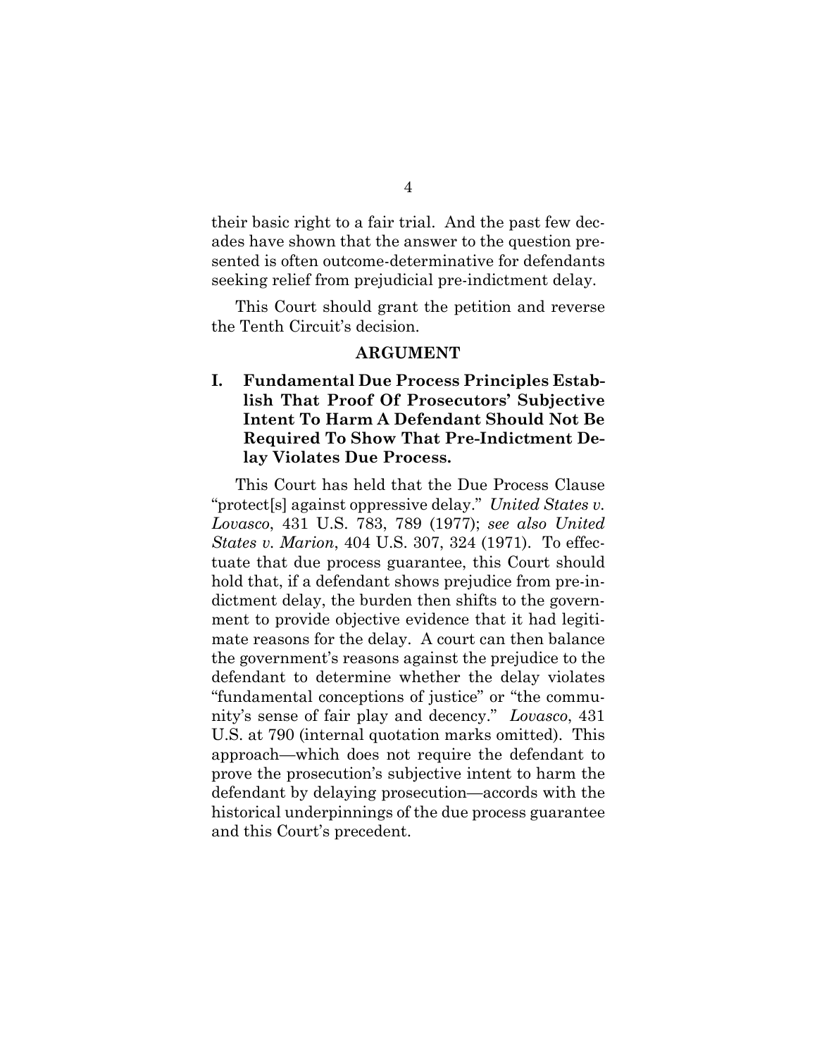their basic right to a fair trial. And the past few decades have shown that the answer to the question presented is often outcome-determinative for defendants seeking relief from prejudicial pre-indictment delay.

This Court should grant the petition and reverse the Tenth Circuit's decision.

## ARGUMENT

### I. Fundamental Due Process Principles Establish That Proof Of Prosecutors' Subjective Intent To Harm A Defendant Should Not Be Required To Show That Pre-Indictment Delay Violates Due Process.

This Court has held that the Due Process Clause "protect[s] against oppressive delay." *United States v. Lovasco*, 431 U.S. 783, 789 (1977); *see also United States v. Marion*, 404 U.S. 307, 324 (1971). To effectuate that due process guarantee, this Court should hold that, if a defendant shows prejudice from pre-indictment delay, the burden then shifts to the government to provide objective evidence that it had legitimate reasons for the delay. A court can then balance the government's reasons against the prejudice to the defendant to determine whether the delay violates "fundamental conceptions of justice" or "the community's sense of fair play and decency." *Lovasco*, 431 U.S. at 790 (internal quotation marks omitted). This approach—which does not require the defendant to prove the prosecution's subjective intent to harm the defendant by delaying prosecution—accords with the historical underpinnings of the due process guarantee and this Court's precedent.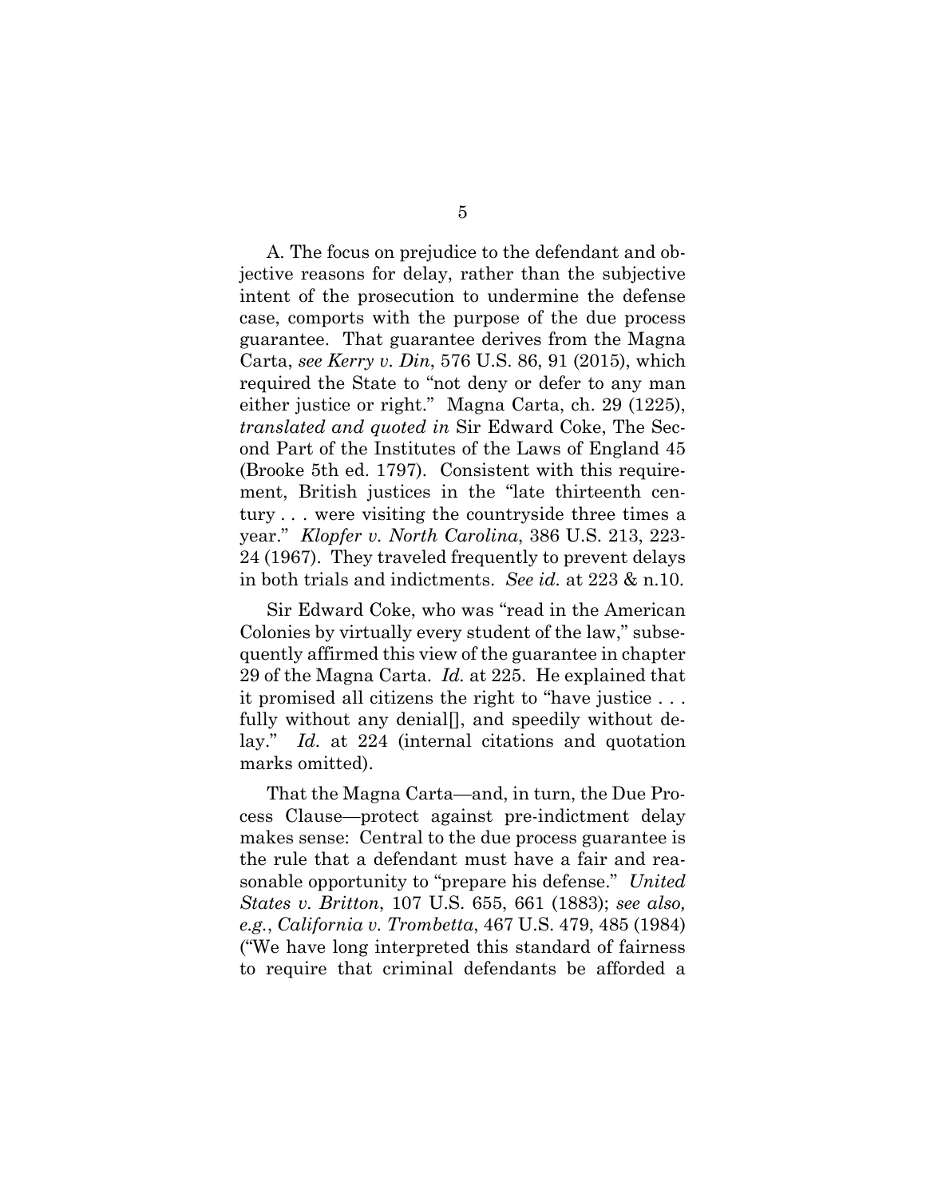A. The focus on prejudice to the defendant and objective reasons for delay, rather than the subjective intent of the prosecution to undermine the defense case, comports with the purpose of the due process guarantee. That guarantee derives from the Magna Carta, *see Kerry v. Din*, 576 U.S. 86, 91 (2015), which required the State to "not deny or defer to any man either justice or right." Magna Carta, ch. 29 (1225), *translated and quoted in* Sir Edward Coke, The Second Part of the Institutes of the Laws of England 45 (Brooke 5th ed. 1797). Consistent with this requirement, British justices in the "late thirteenth century . . . were visiting the countryside three times a year." *Klopfer v. North Carolina*, 386 U.S. 213, 223-24 (1967). They traveled frequently to prevent delays in both trials and indictments. *See id.* at 223 & n.10.

Sir Edward Coke, who was "read in the American Colonies by virtually every student of the law," subsequently affirmed this view of the guarantee in chapter 29 of the Magna Carta. *Id.* at 225. He explained that it promised all citizens the right to "have justice . . . fully without any denial[], and speedily without delay." *Id.* at 224 (internal citations and quotation marks omitted).

That the Magna Carta—and, in turn, the Due Process Clause—protect against pre-indictment delay makes sense: Central to the due process guarantee is the rule that a defendant must have a fair and reasonable opportunity to "prepare his defense." *United States v. Britton*, 107 U.S. 655, 661 (1883); *see also, e.g.*, *California v. Trombetta*, 467 U.S. 479, 485 (1984) ("We have long interpreted this standard of fairness to require that criminal defendants be afforded a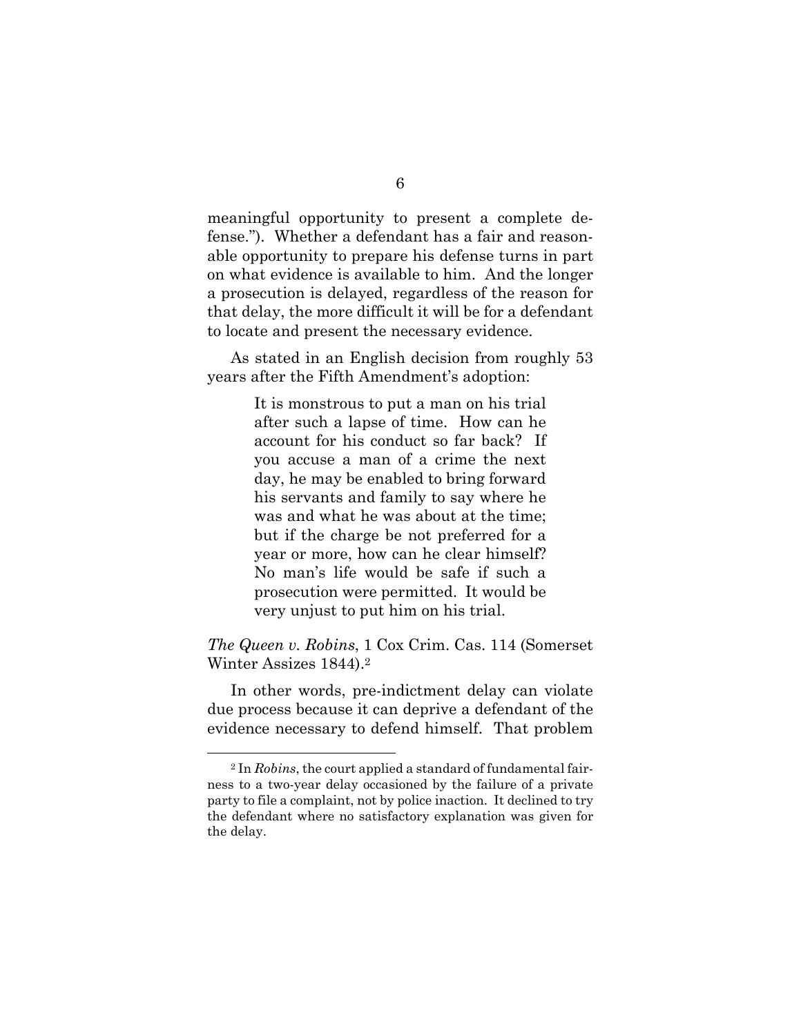meaningful opportunity to present a complete defense."). Whether a defendant has a fair and reasonable opportunity to prepare his defense turns in part on what evidence is available to him. And the longer a prosecution is delayed, regardless of the reason for that delay, the more difficult it will be for a defendant to locate and present the necessary evidence.

As stated in an English decision from roughly 53 years after the Fifth Amendment's adoption:

> It is monstrous to put a man on his trial after such a lapse of time. How can he account for his conduct so far back? If you accuse a man of a crime the next day, he may be enabled to bring forward his servants and family to say where he was and what he was about at the time; but if the charge be not preferred for a year or more, how can he clear himself? No man's life would be safe if such a prosecution were permitted. It would be very unjust to put him on his trial.

*The Queen v. Robins*, 1 Cox Crim. Cas. 114 (Somerset Winter Assizes 1844).[2]

In other words, pre-indictment delay can violate due process because it can deprive a defendant of the evidence necessary to defend himself. That problem

---

[2] In *Robins*, the court applied a standard of fundamental fairness to a two-year delay occasioned by the failure of a private party to file a complaint, not by police inaction. It declined to try the defendant where no satisfactory explanation was given for the delay.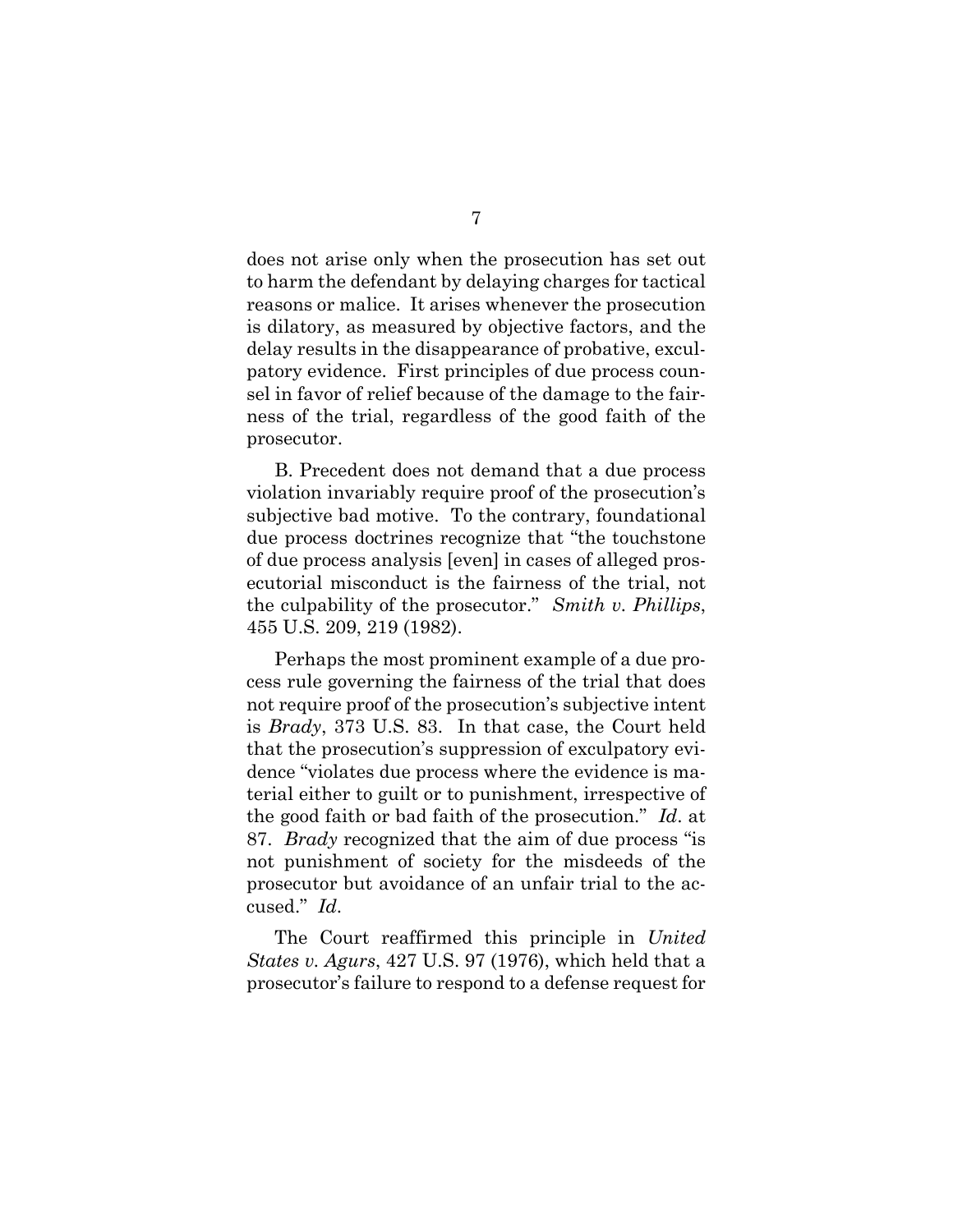does not arise only when the prosecution has set out to harm the defendant by delaying charges for tactical reasons or malice. It arises whenever the prosecution is dilatory, as measured by objective factors, and the delay results in the disappearance of probative, exculpatory evidence. First principles of due process counsel in favor of relief because of the damage to the fairness of the trial, regardless of the good faith of the prosecutor.

B. Precedent does not demand that a due process violation invariably require proof of the prosecution's subjective bad motive. To the contrary, foundational due process doctrines recognize that "the touchstone of due process analysis [even] in cases of alleged prosecutorial misconduct is the fairness of the trial, not the culpability of the prosecutor." *Smith v. Phillips*, 455 U.S. 209, 219 (1982).

Perhaps the most prominent example of a due process rule governing the fairness of the trial that does not require proof of the prosecution's subjective intent is *Brady*, 373 U.S. 83. In that case, the Court held that the prosecution's suppression of exculpatory evidence "violates due process where the evidence is material either to guilt or to punishment, irrespective of the good faith or bad faith of the prosecution." *Id*. at 87. *Brady* recognized that the aim of due process "is not punishment of society for the misdeeds of the prosecutor but avoidance of an unfair trial to the accused." *Id*.

The Court reaffirmed this principle in *United States v. Agurs*, 427 U.S. 97 (1976), which held that a prosecutor's failure to respond to a defense request for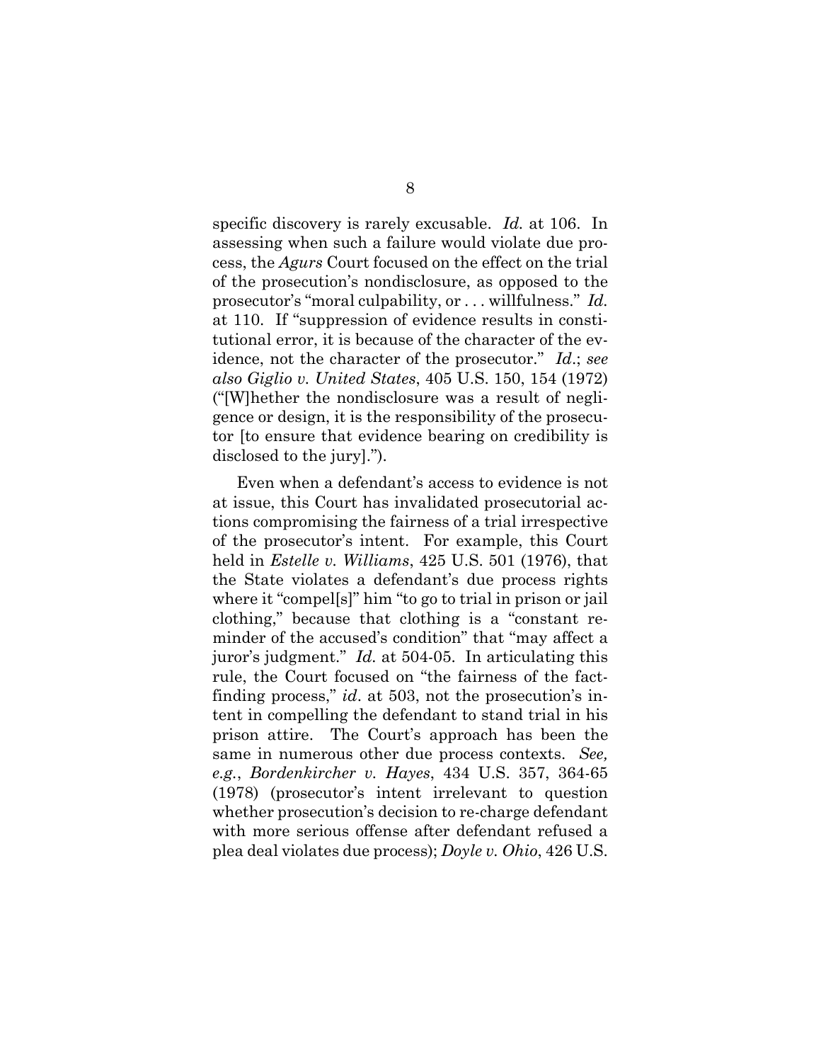specific discovery is rarely excusable. *Id.* at 106. In assessing when such a failure would violate due process, the *Agurs* Court focused on the effect on the trial of the prosecution's nondisclosure, as opposed to the prosecutor's "moral culpability, or . . . willfulness." *Id.* at 110. If "suppression of evidence results in constitutional error, it is because of the character of the evidence, not the character of the prosecutor." *Id.*; *see also Giglio v. United States*, 405 U.S. 150, 154 (1972) ("[W]hether the nondisclosure was a result of negligence or design, it is the responsibility of the prosecutor [to ensure that evidence bearing on credibility is disclosed to the jury].").

Even when a defendant's access to evidence is not at issue, this Court has invalidated prosecutorial actions compromising the fairness of a trial irrespective of the prosecutor's intent. For example, this Court held in *Estelle v. Williams*, 425 U.S. 501 (1976), that the State violates a defendant's due process rights where it "compel[s]" him "to go to trial in prison or jail clothing," because that clothing is a "constant reminder of the accused's condition" that "may affect a juror's judgment." *Id.* at 504-05. In articulating this rule, the Court focused on "the fairness of the fact-finding process," *id*. at 503, not the prosecution's intent in compelling the defendant to stand trial in his prison attire. The Court's approach has been the same in numerous other due process contexts. *See, e.g.*, *Bordenkircher v. Hayes*, 434 U.S. 357, 364-65 (1978) (prosecutor's intent irrelevant to question whether prosecution's decision to re-charge defendant with more serious offense after defendant refused a plea deal violates due process); *Doyle v. Ohio*, 426 U.S.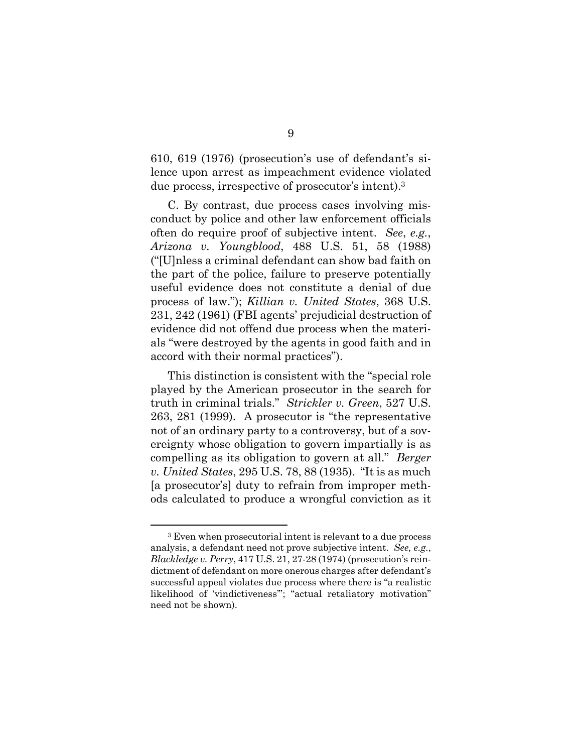610, 619 (1976) (prosecution's use of defendant's silence upon arrest as impeachment evidence violated due process, irrespective of prosecutor's intent).[3]

C. By contrast, due process cases involving misconduct by police and other law enforcement officials often do require proof of subjective intent. *See*, *e.g.*, *Arizona v. Youngblood*, 488 U.S. 51, 58 (1988) ("[U]nless a criminal defendant can show bad faith on the part of the police, failure to preserve potentially useful evidence does not constitute a denial of due process of law."); *Killian v. United States*, 368 U.S. 231, 242 (1961) (FBI agents' prejudicial destruction of evidence did not offend due process when the materials "were destroyed by the agents in good faith and in accord with their normal practices").

This distinction is consistent with the "special role played by the American prosecutor in the search for truth in criminal trials." *Strickler v. Green*, 527 U.S. 263, 281 (1999). A prosecutor is "the representative not of an ordinary party to a controversy, but of a sovereignty whose obligation to govern impartially is as compelling as its obligation to govern at all." *Berger v. United States*, 295 U.S. 78, 88 (1935). "It is as much [a prosecutor's] duty to refrain from improper methods calculated to produce a wrongful conviction as it

---

[3] Even when prosecutorial intent is relevant to a due process analysis, a defendant need not prove subjective intent. *See, e.g.*, *Blackledge v. Perry*, 417 U.S. 21, 27-28 (1974) (prosecution's reindictment of defendant on more onerous charges after defendant's successful appeal violates due process where there is "a realistic likelihood of 'vindictiveness'"; "actual retaliatory motivation" need not be shown).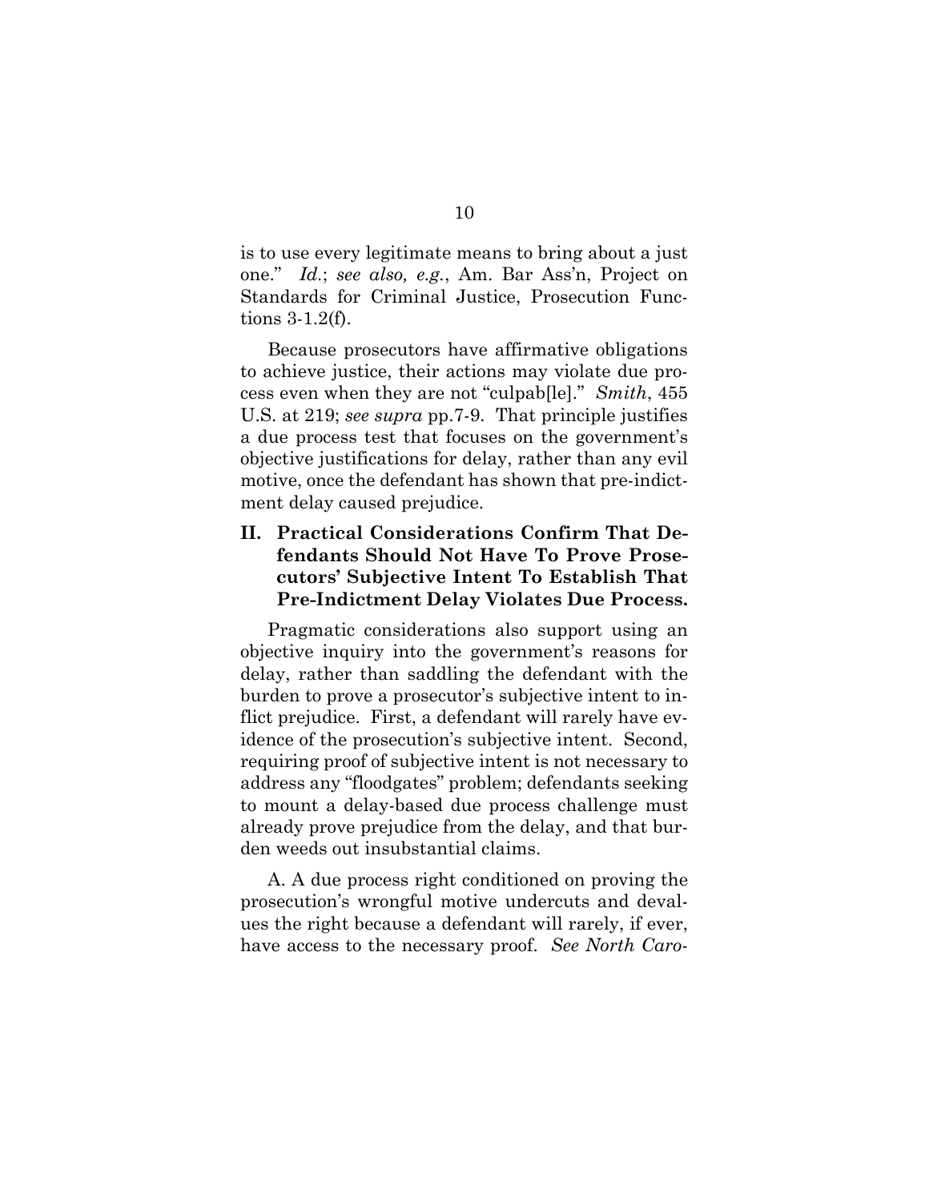is to use every legitimate means to bring about a just one." *Id.*; *see also, e.g.*, Am. Bar Ass'n, Project on Standards for Criminal Justice, Prosecution Functions 3-1.2(f).

Because prosecutors have affirmative obligations to achieve justice, their actions may violate due process even when they are not "culpab[le]." *Smith*, 455 U.S. at 219; *see supra* pp.7-9. That principle justifies a due process test that focuses on the government's objective justifications for delay, rather than any evil motive, once the defendant has shown that pre-indictment delay caused prejudice.

## II. Practical Considerations Confirm That Defendants Should Not Have To Prove Prosecutors' Subjective Intent To Establish That Pre-Indictment Delay Violates Due Process.

Pragmatic considerations also support using an objective inquiry into the government's reasons for delay, rather than saddling the defendant with the burden to prove a prosecutor's subjective intent to inflict prejudice. First, a defendant will rarely have evidence of the prosecution's subjective intent. Second, requiring proof of subjective intent is not necessary to address any "floodgates" problem; defendants seeking to mount a delay-based due process challenge must already prove prejudice from the delay, and that burden weeds out insubstantial claims.

A. A due process right conditioned on proving the prosecution's wrongful motive undercuts and devalues the right because a defendant will rarely, if ever, have access to the necessary proof. *See North Caro-*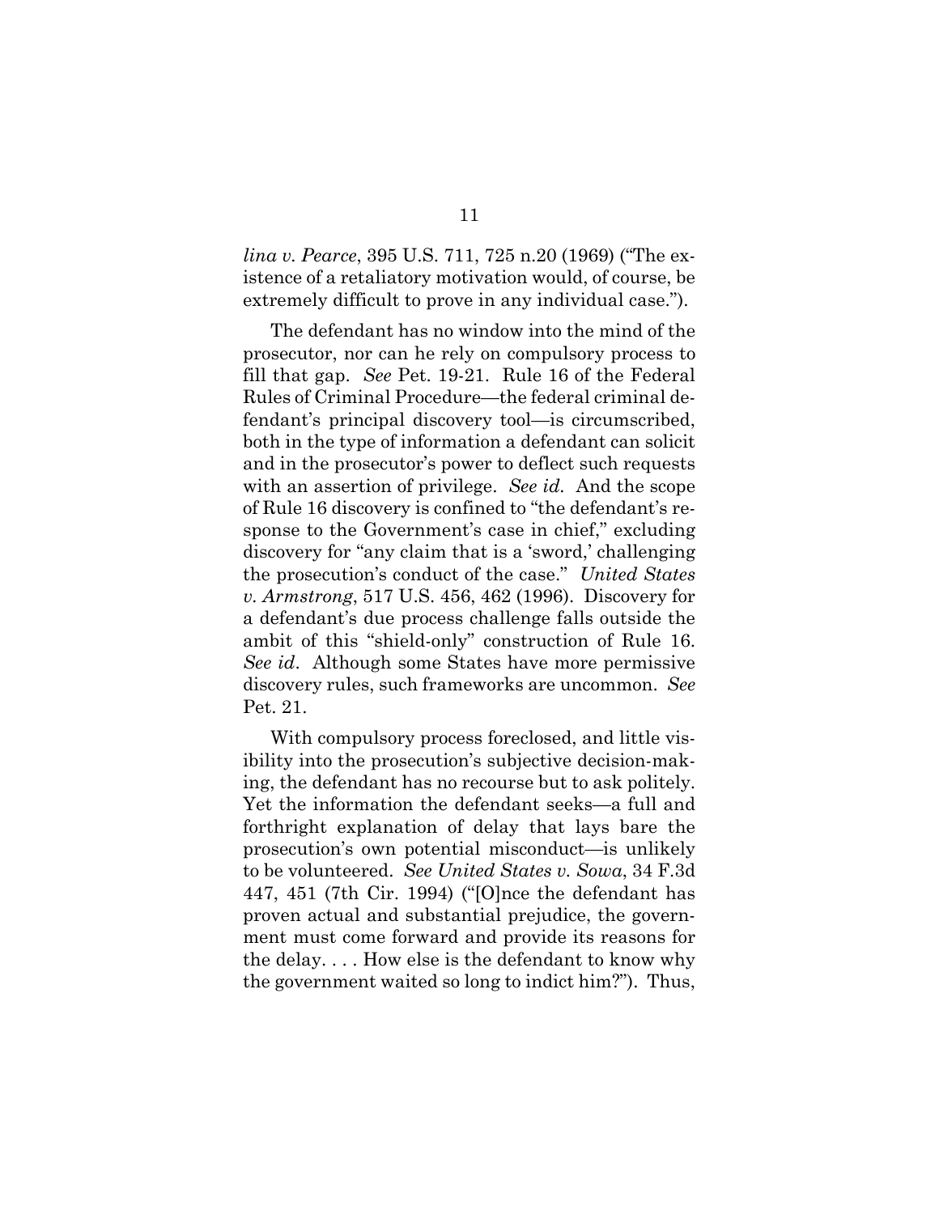*lina v. Pearce*, 395 U.S. 711, 725 n.20 (1969) ("The existence of a retaliatory motivation would, of course, be extremely difficult to prove in any individual case.").

The defendant has no window into the mind of the prosecutor, nor can he rely on compulsory process to fill that gap. *See* Pet. 19-21. Rule 16 of the Federal Rules of Criminal Procedure—the federal criminal defendant's principal discovery tool—is circumscribed, both in the type of information a defendant can solicit and in the prosecutor's power to deflect such requests with an assertion of privilege. *See id.* And the scope of Rule 16 discovery is confined to "the defendant's response to the Government's case in chief," excluding discovery for "any claim that is a 'sword,' challenging the prosecution's conduct of the case." *United States v. Armstrong*, 517 U.S. 456, 462 (1996). Discovery for a defendant's due process challenge falls outside the ambit of this "shield-only" construction of Rule 16. *See id*. Although some States have more permissive discovery rules, such frameworks are uncommon. *See* Pet. 21.

With compulsory process foreclosed, and little visibility into the prosecution's subjective decision-making, the defendant has no recourse but to ask politely. Yet the information the defendant seeks—a full and forthright explanation of delay that lays bare the prosecution's own potential misconduct—is unlikely to be volunteered. *See United States v. Sowa*, 34 F.3d 447, 451 (7th Cir. 1994) ("[O]nce the defendant has proven actual and substantial prejudice, the government must come forward and provide its reasons for the delay. . . . How else is the defendant to know why the government waited so long to indict him?"). Thus,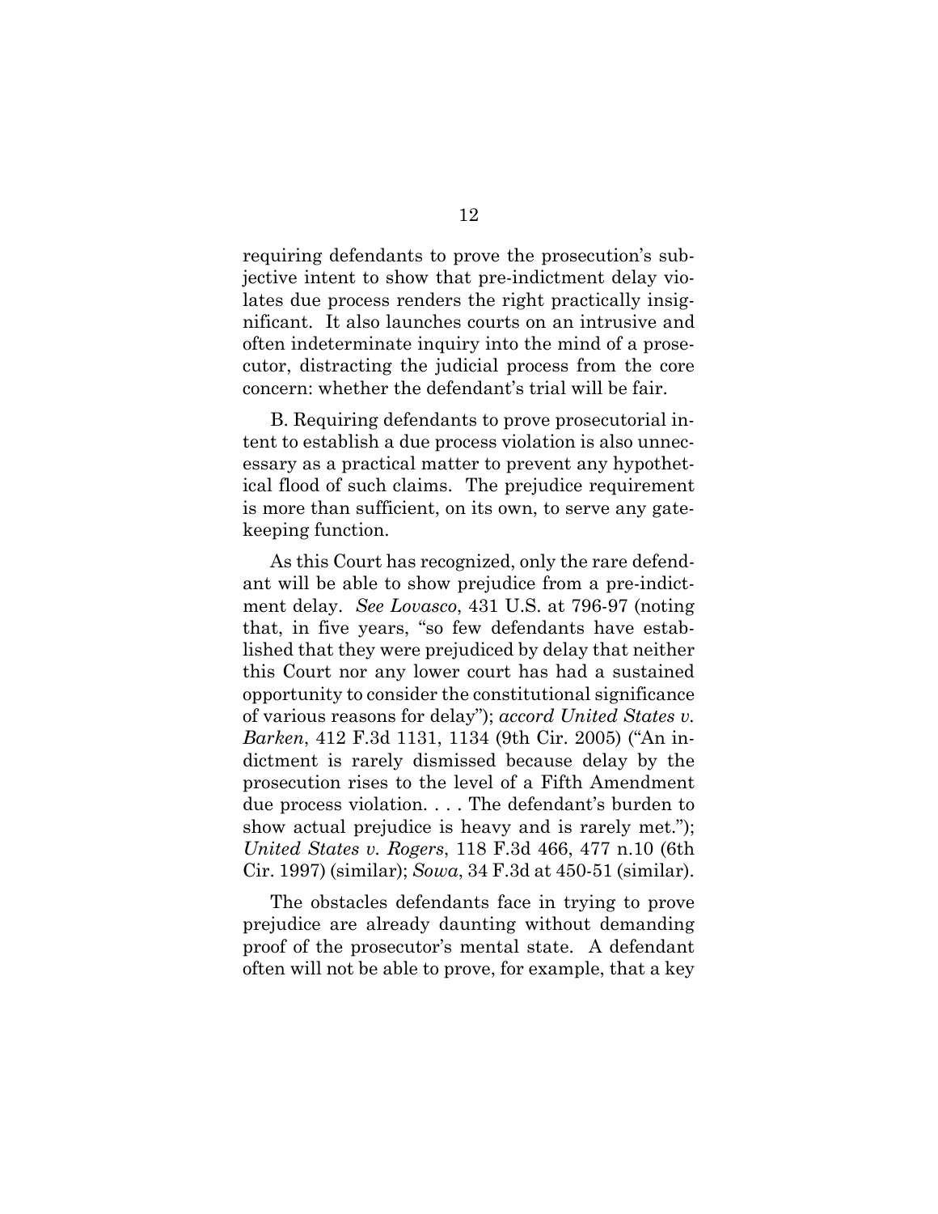requiring defendants to prove the prosecution's subjective intent to show that pre-indictment delay violates due process renders the right practically insignificant. It also launches courts on an intrusive and often indeterminate inquiry into the mind of a prosecutor, distracting the judicial process from the core concern: whether the defendant's trial will be fair.

B. Requiring defendants to prove prosecutorial intent to establish a due process violation is also unnecessary as a practical matter to prevent any hypothetical flood of such claims. The prejudice requirement is more than sufficient, on its own, to serve any gatekeeping function.

As this Court has recognized, only the rare defendant will be able to show prejudice from a pre-indictment delay. *See Lovasco*, 431 U.S. at 796-97 (noting that, in five years, "so few defendants have established that they were prejudiced by delay that neither this Court nor any lower court has had a sustained opportunity to consider the constitutional significance of various reasons for delay"); *accord United States v. Barken*, 412 F.3d 1131, 1134 (9th Cir. 2005) ("An indictment is rarely dismissed because delay by the prosecution rises to the level of a Fifth Amendment due process violation. . . . The defendant's burden to show actual prejudice is heavy and is rarely met."); *United States v. Rogers*, 118 F.3d 466, 477 n.10 (6th Cir. 1997) (similar); *Sowa*, 34 F.3d at 450-51 (similar).

The obstacles defendants face in trying to prove prejudice are already daunting without demanding proof of the prosecutor's mental state. A defendant often will not be able to prove, for example, that a key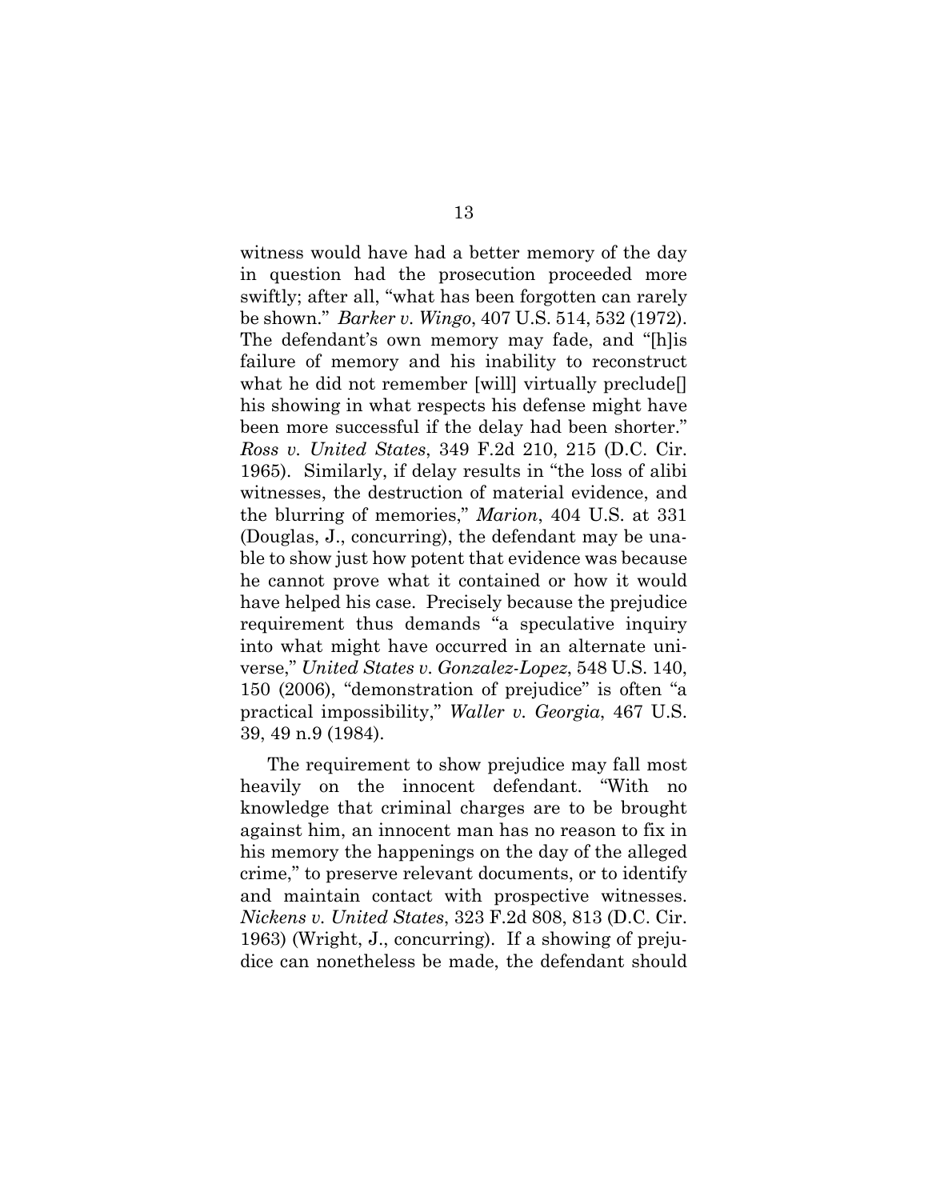witness would have had a better memory of the day in question had the prosecution proceeded more swiftly; after all, "what has been forgotten can rarely be shown." *Barker v. Wingo*, 407 U.S. 514, 532 (1972). The defendant's own memory may fade, and "[h]is failure of memory and his inability to reconstruct what he did not remember [will] virtually preclude[] his showing in what respects his defense might have been more successful if the delay had been shorter." *Ross v. United States*, 349 F.2d 210, 215 (D.C. Cir. 1965). Similarly, if delay results in "the loss of alibi witnesses, the destruction of material evidence, and the blurring of memories," *Marion*, 404 U.S. at 331 (Douglas, J., concurring), the defendant may be unable to show just how potent that evidence was because he cannot prove what it contained or how it would have helped his case. Precisely because the prejudice requirement thus demands "a speculative inquiry into what might have occurred in an alternate universe," *United States v. Gonzalez-Lopez*, 548 U.S. 140, 150 (2006), "demonstration of prejudice" is often "a practical impossibility," *Waller v. Georgia*, 467 U.S. 39, 49 n.9 (1984).

The requirement to show prejudice may fall most heavily on the innocent defendant. "With no knowledge that criminal charges are to be brought against him, an innocent man has no reason to fix in his memory the happenings on the day of the alleged crime," to preserve relevant documents, or to identify and maintain contact with prospective witnesses. *Nickens v. United States*, 323 F.2d 808, 813 (D.C. Cir. 1963) (Wright, J., concurring). If a showing of prejudice can nonetheless be made, the defendant should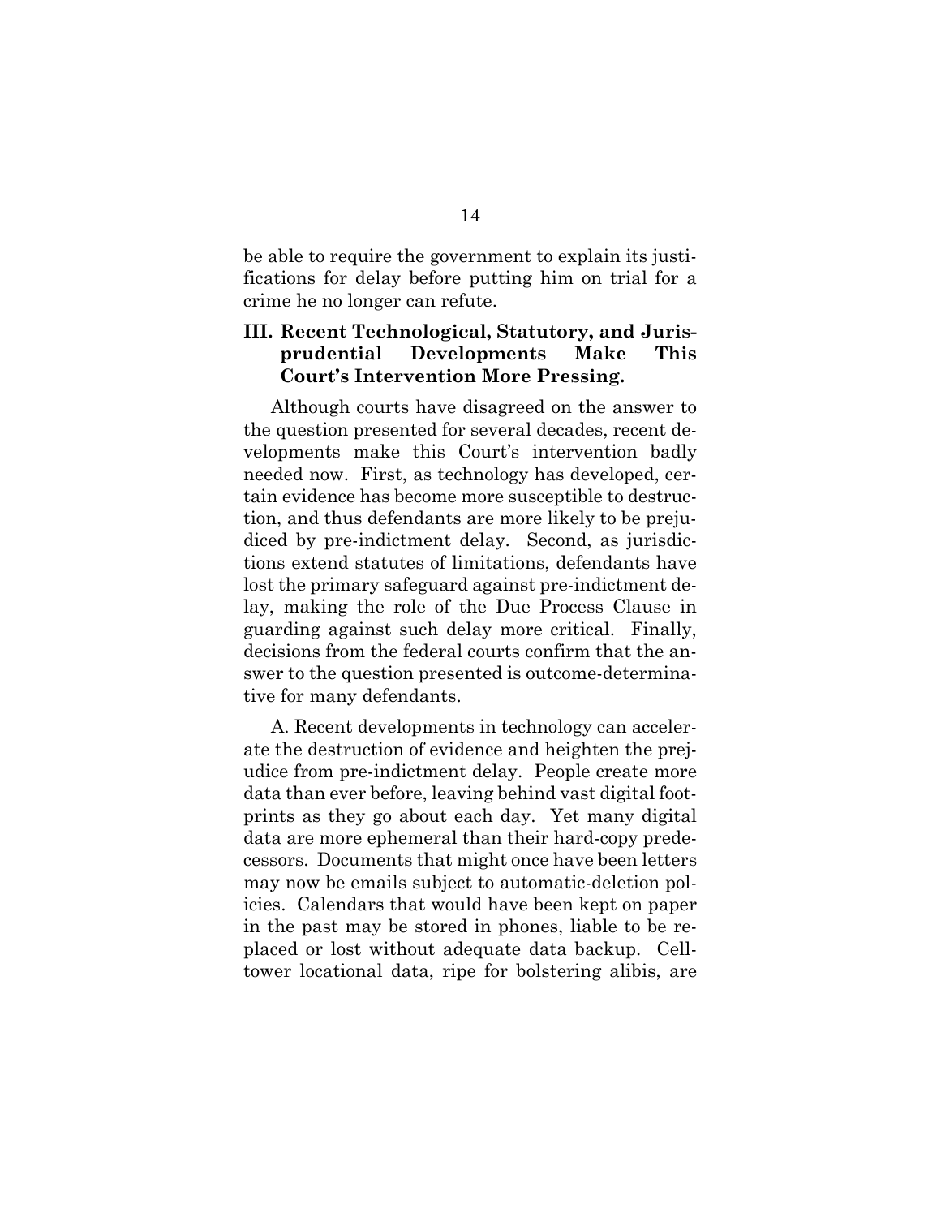be able to require the government to explain its justifications for delay before putting him on trial for a crime he no longer can refute.

## III. Recent Technological, Statutory, and Jurisprudential Developments Make This Court's Intervention More Pressing.

Although courts have disagreed on the answer to the question presented for several decades, recent developments make this Court's intervention badly needed now. First, as technology has developed, certain evidence has become more susceptible to destruction, and thus defendants are more likely to be prejudiced by pre-indictment delay. Second, as jurisdictions extend statutes of limitations, defendants have lost the primary safeguard against pre-indictment delay, making the role of the Due Process Clause in guarding against such delay more critical. Finally, decisions from the federal courts confirm that the answer to the question presented is outcome-determinative for many defendants.

A. Recent developments in technology can accelerate the destruction of evidence and heighten the prejudice from pre-indictment delay. People create more data than ever before, leaving behind vast digital footprints as they go about each day. Yet many digital data are more ephemeral than their hard-copy predecessors. Documents that might once have been letters may now be emails subject to automatic-deletion policies. Calendars that would have been kept on paper in the past may be stored in phones, liable to be replaced or lost without adequate data backup. Cell-tower locational data, ripe for bolstering alibis, are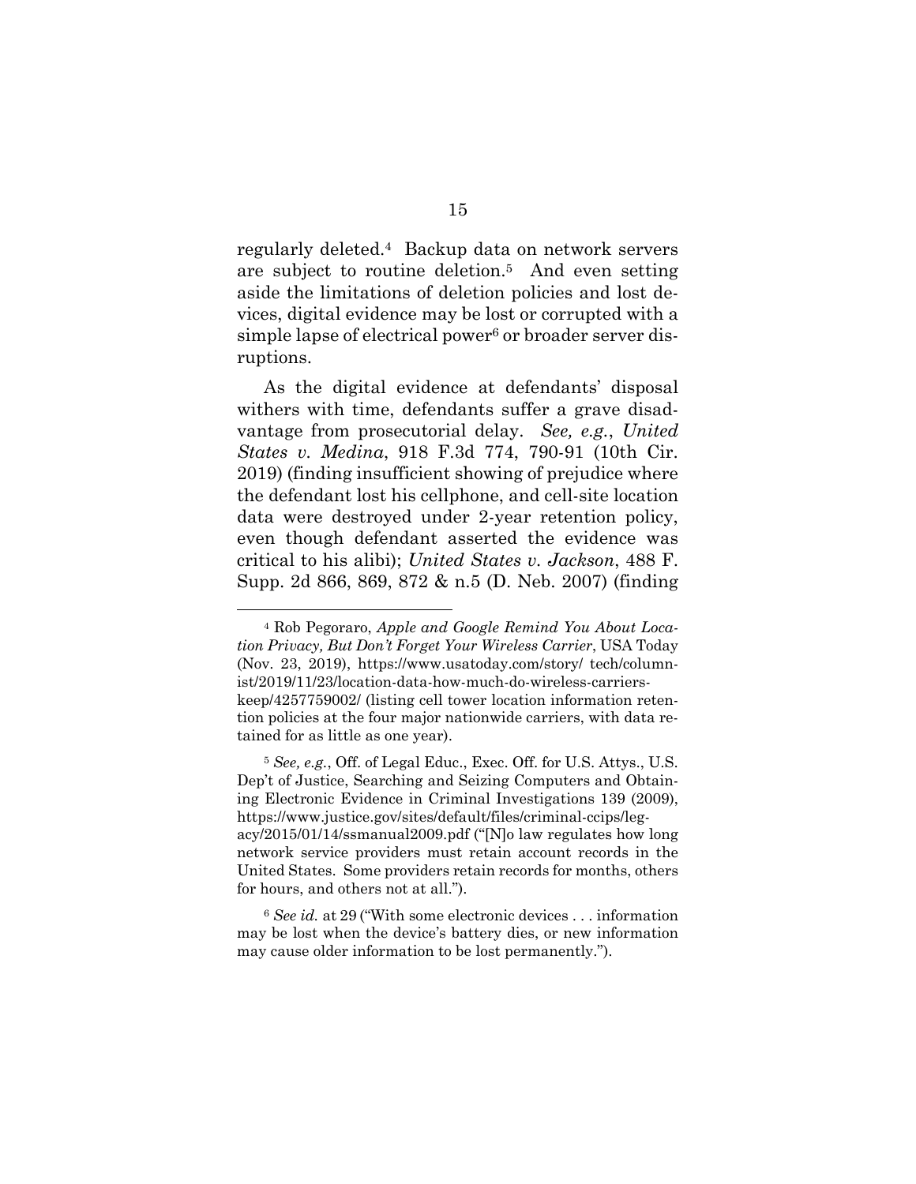regularly deleted.[4] Backup data on network servers are subject to routine deletion.[5] And even setting aside the limitations of deletion policies and lost devices, digital evidence may be lost or corrupted with a simple lapse of electrical power[6] or broader server disruptions.

As the digital evidence at defendants' disposal withers with time, defendants suffer a grave disadvantage from prosecutorial delay. *See, e.g.*, *United States v. Medina*, 918 F.3d 774, 790-91 (10th Cir. 2019) (finding insufficient showing of prejudice where the defendant lost his cellphone, and cell-site location data were destroyed under 2-year retention policy, even though defendant asserted the evidence was critical to his alibi); *United States v. Jackson*, 488 F. Supp. 2d 866, 869, 872 & n.5 (D. Neb. 2007) (finding

---

[4] Rob Pegoraro, *Apple and Google Remind You About Location Privacy, But Don't Forget Your Wireless Carrier*, USA Today (Nov. 23, 2019), https://www.usatoday.com/story/ tech/columnist/2019/11/23/location-data-how-much-do-wireless-carriers-keep/4257759002/ (listing cell tower location information retention policies at the four major nationwide carriers, with data retained for as little as one year).

[5] *See, e.g.*, Off. of Legal Educ., Exec. Off. for U.S. Attys., U.S. Dep't of Justice, Searching and Seizing Computers and Obtaining Electronic Evidence in Criminal Investigations 139 (2009), https://www.justice.gov/sites/default/files/criminal-ccips/legacy/2015/01/14/ssmanual2009.pdf ("[N]o law regulates how long network service providers must retain account records in the United States. Some providers retain records for months, others for hours, and others not at all.").

[6] *See id.* at 29 ("With some electronic devices . . . information may be lost when the device's battery dies, or new information may cause older information to be lost permanently.").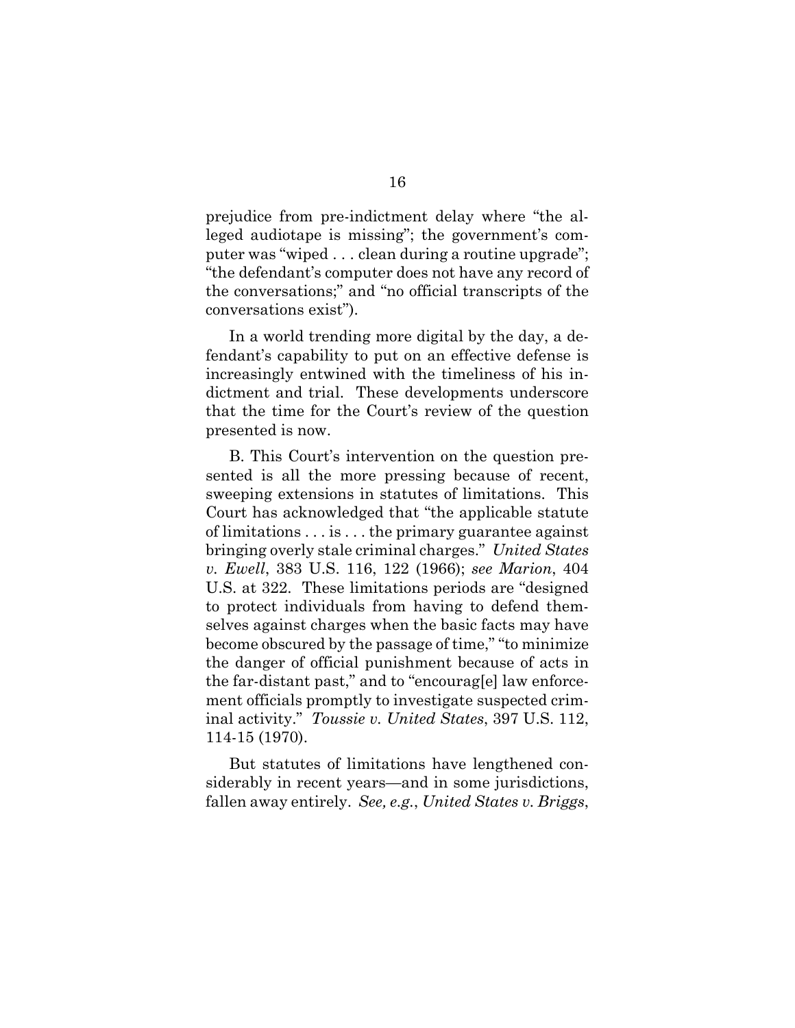prejudice from pre-indictment delay where "the alleged audiotape is missing"; the government's computer was "wiped . . . clean during a routine upgrade"; "the defendant's computer does not have any record of the conversations;" and "no official transcripts of the conversations exist").

In a world trending more digital by the day, a defendant's capability to put on an effective defense is increasingly entwined with the timeliness of his indictment and trial. These developments underscore that the time for the Court's review of the question presented is now.

B. This Court's intervention on the question presented is all the more pressing because of recent, sweeping extensions in statutes of limitations. This Court has acknowledged that "the applicable statute of limitations . . . is . . . the primary guarantee against bringing overly stale criminal charges." *United States v. Ewell*, 383 U.S. 116, 122 (1966); *see Marion*, 404 U.S. at 322. These limitations periods are "designed to protect individuals from having to defend themselves against charges when the basic facts may have become obscured by the passage of time," "to minimize the danger of official punishment because of acts in the far-distant past," and to "encourag[e] law enforcement officials promptly to investigate suspected criminal activity." *Toussie v. United States*, 397 U.S. 112, 114-15 (1970).

But statutes of limitations have lengthened considerably in recent years—and in some jurisdictions, fallen away entirely. *See, e.g.*, *United States v. Briggs*,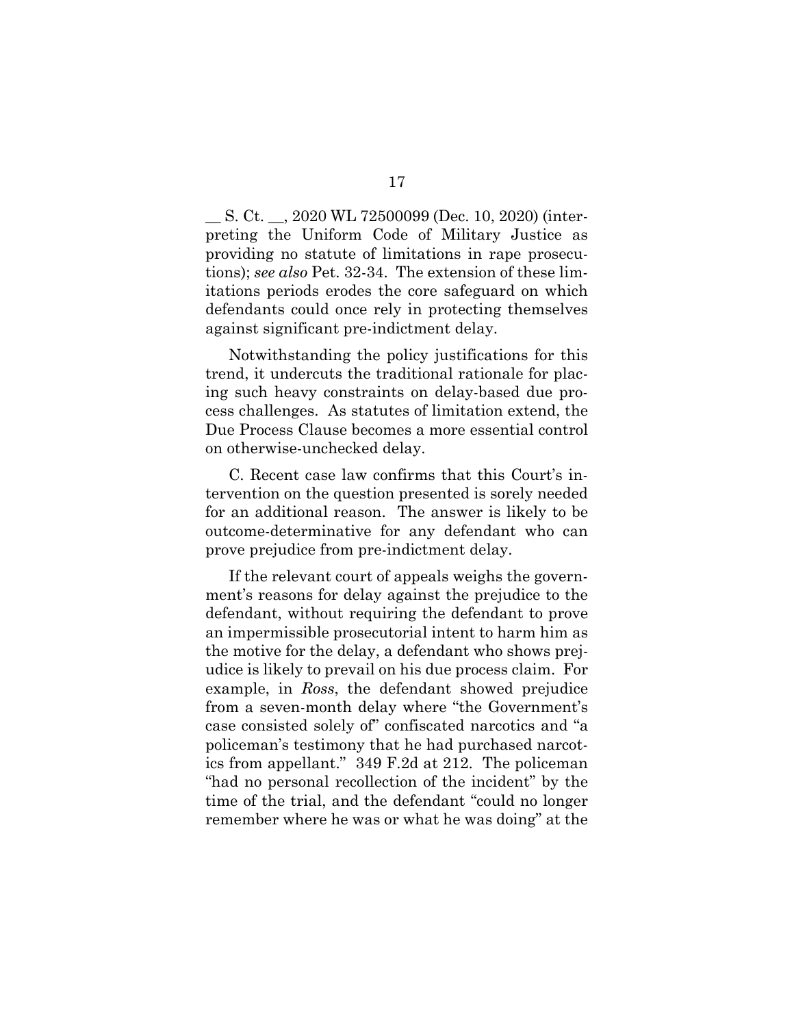__ S. Ct. __, 2020 WL 72500099 (Dec. 10, 2020) (interpreting the Uniform Code of Military Justice as providing no statute of limitations in rape prosecutions); *see also* Pet. 32-34. The extension of these limitations periods erodes the core safeguard on which defendants could once rely in protecting themselves against significant pre-indictment delay.

Notwithstanding the policy justifications for this trend, it undercuts the traditional rationale for placing such heavy constraints on delay-based due process challenges. As statutes of limitation extend, the Due Process Clause becomes a more essential control on otherwise-unchecked delay.

C. Recent case law confirms that this Court's intervention on the question presented is sorely needed for an additional reason. The answer is likely to be outcome-determinative for any defendant who can prove prejudice from pre-indictment delay.

If the relevant court of appeals weighs the government's reasons for delay against the prejudice to the defendant, without requiring the defendant to prove an impermissible prosecutorial intent to harm him as the motive for the delay, a defendant who shows prejudice is likely to prevail on his due process claim. For example, in *Ross*, the defendant showed prejudice from a seven-month delay where "the Government's case consisted solely of" confiscated narcotics and "a policeman's testimony that he had purchased narcotics from appellant." 349 F.2d at 212. The policeman "had no personal recollection of the incident" by the time of the trial, and the defendant "could no longer remember where he was or what he was doing" at the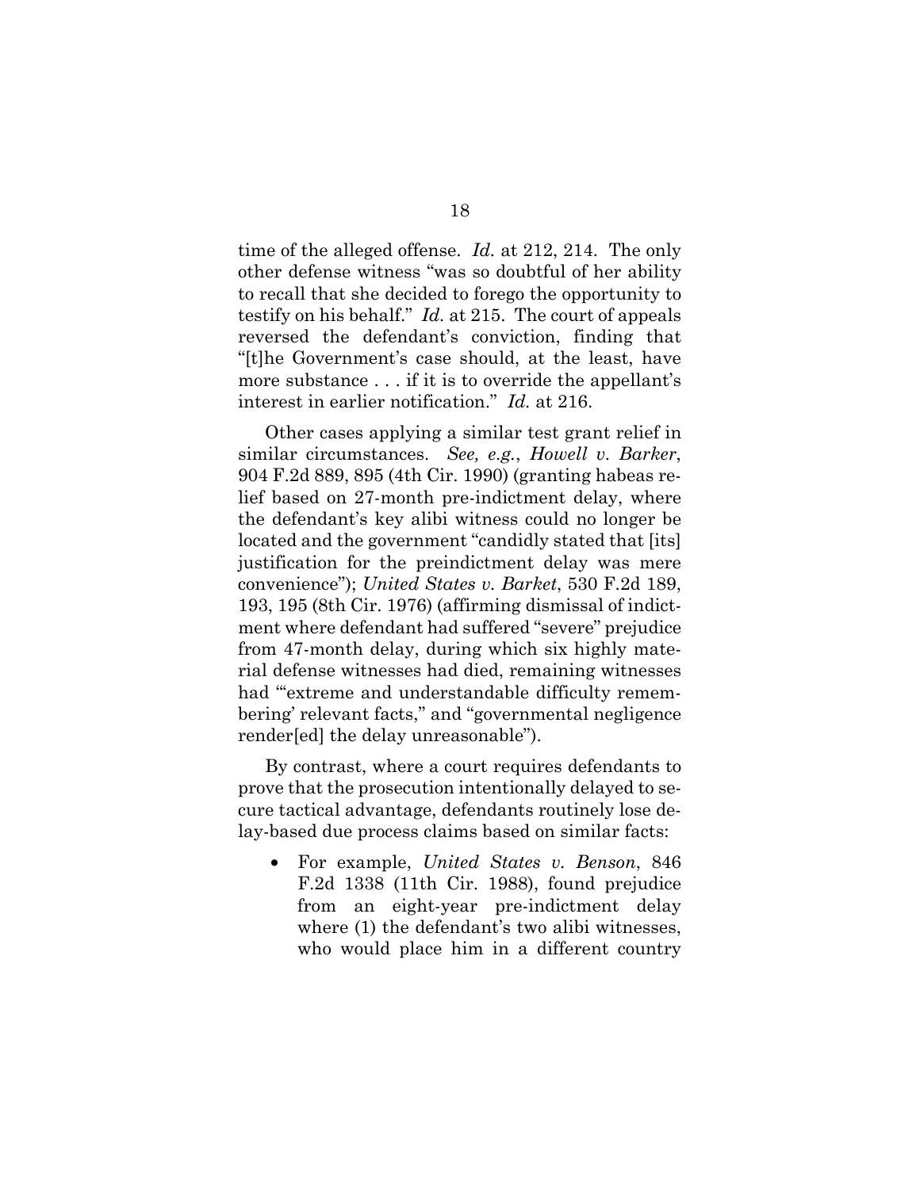time of the alleged offense. *Id.* at 212, 214. The only other defense witness "was so doubtful of her ability to recall that she decided to forego the opportunity to testify on his behalf." *Id.* at 215. The court of appeals reversed the defendant's conviction, finding that "[t]he Government's case should, at the least, have more substance . . . if it is to override the appellant's interest in earlier notification." *Id.* at 216.

Other cases applying a similar test grant relief in similar circumstances. *See, e.g.*, *Howell v. Barker*, 904 F.2d 889, 895 (4th Cir. 1990) (granting habeas relief based on 27-month pre-indictment delay, where the defendant's key alibi witness could no longer be located and the government "candidly stated that [its] justification for the preindictment delay was mere convenience"); *United States v. Barket*, 530 F.2d 189, 193, 195 (8th Cir. 1976) (affirming dismissal of indictment where defendant had suffered "severe" prejudice from 47-month delay, during which six highly material defense witnesses had died, remaining witnesses had "'extreme and understandable difficulty remembering' relevant facts," and "governmental negligence render[ed] the delay unreasonable").

By contrast, where a court requires defendants to prove that the prosecution intentionally delayed to secure tactical advantage, defendants routinely lose delay-based due process claims based on similar facts:

- For example, *United States v. Benson*, 846 F.2d 1338 (11th Cir. 1988), found prejudice from an eight-year pre-indictment delay where (1) the defendant's two alibi witnesses, who would place him in a different country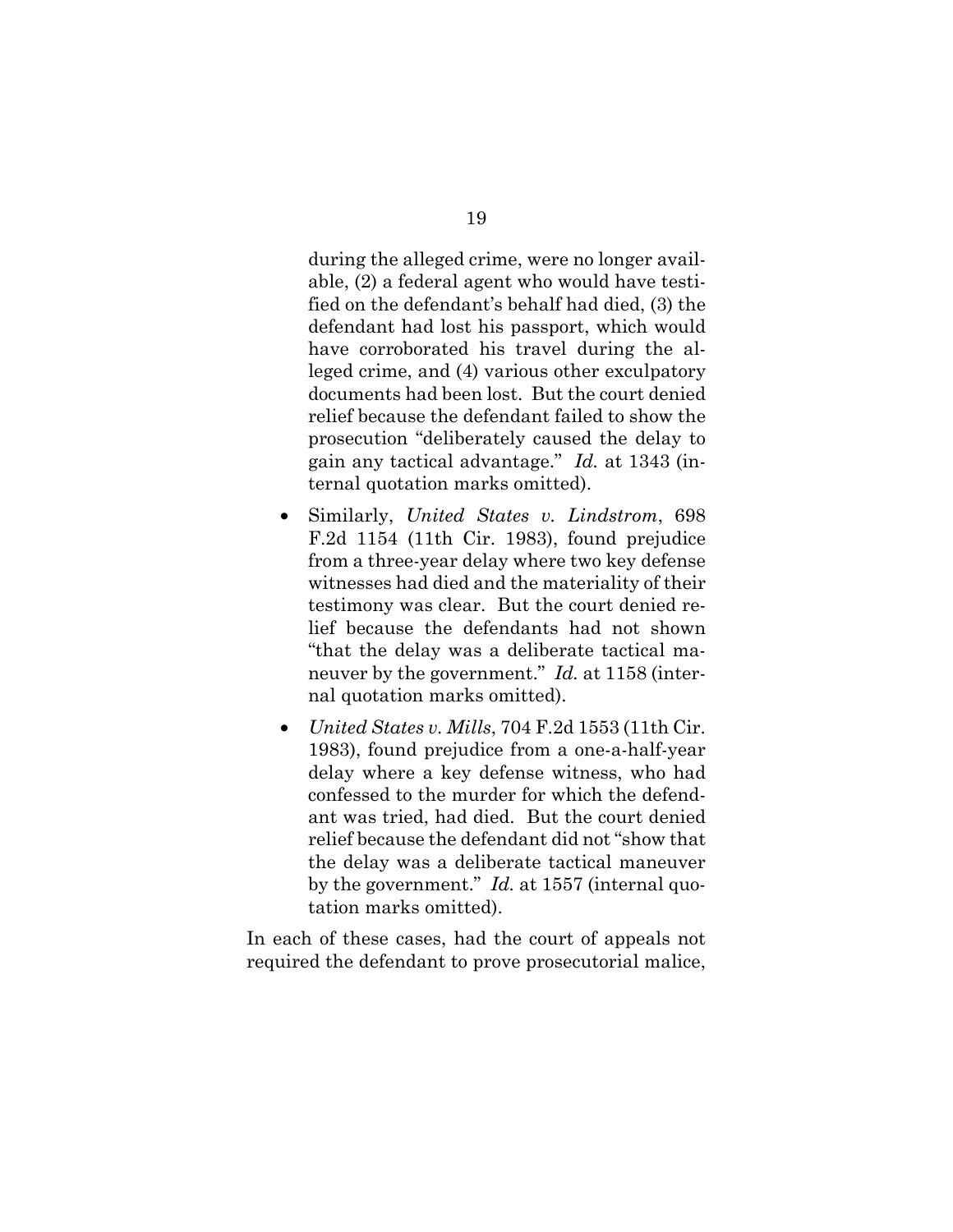during the alleged crime, were no longer available, (2) a federal agent who would have testified on the defendant's behalf had died, (3) the defendant had lost his passport, which would have corroborated his travel during the alleged crime, and (4) various other exculpatory documents had been lost. But the court denied relief because the defendant failed to show the prosecution "deliberately caused the delay to gain any tactical advantage." *Id.* at 1343 (internal quotation marks omitted).

- Similarly, *United States v. Lindstrom*, 698 F.2d 1154 (11th Cir. 1983), found prejudice from a three-year delay where two key defense witnesses had died and the materiality of their testimony was clear. But the court denied relief because the defendants had not shown "that the delay was a deliberate tactical maneuver by the government." *Id.* at 1158 (internal quotation marks omitted).
- *United States v. Mills*, 704 F.2d 1553 (11th Cir. 1983), found prejudice from a one-a-half-year delay where a key defense witness, who had confessed to the murder for which the defendant was tried, had died. But the court denied relief because the defendant did not "show that the delay was a deliberate tactical maneuver by the government." *Id.* at 1557 (internal quotation marks omitted).

In each of these cases, had the court of appeals not required the defendant to prove prosecutorial malice,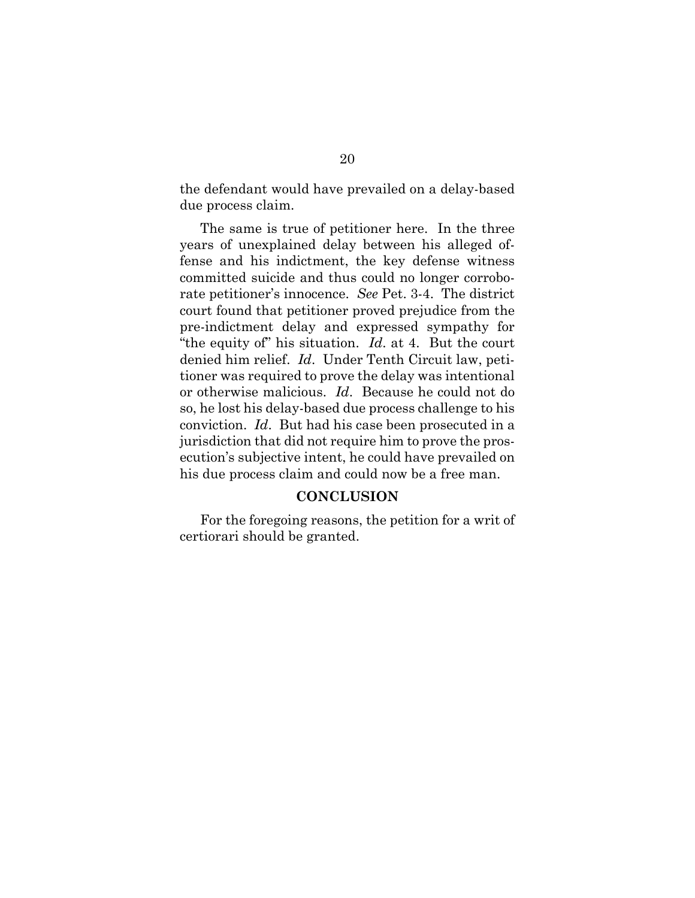the defendant would have prevailed on a delay-based due process claim.

The same is true of petitioner here. In the three years of unexplained delay between his alleged offense and his indictment, the key defense witness committed suicide and thus could no longer corroborate petitioner's innocence. *See* Pet. 3-4. The district court found that petitioner proved prejudice from the pre-indictment delay and expressed sympathy for "the equity of" his situation. *Id*. at 4. But the court denied him relief. *Id*. Under Tenth Circuit law, petitioner was required to prove the delay was intentional or otherwise malicious. *Id*. Because he could not do so, he lost his delay-based due process challenge to his conviction. *Id*. But had his case been prosecuted in a jurisdiction that did not require him to prove the prosecution's subjective intent, he could have prevailed on his due process claim and could now be a free man.

## CONCLUSION

For the foregoing reasons, the petition for a writ of certiorari should be granted.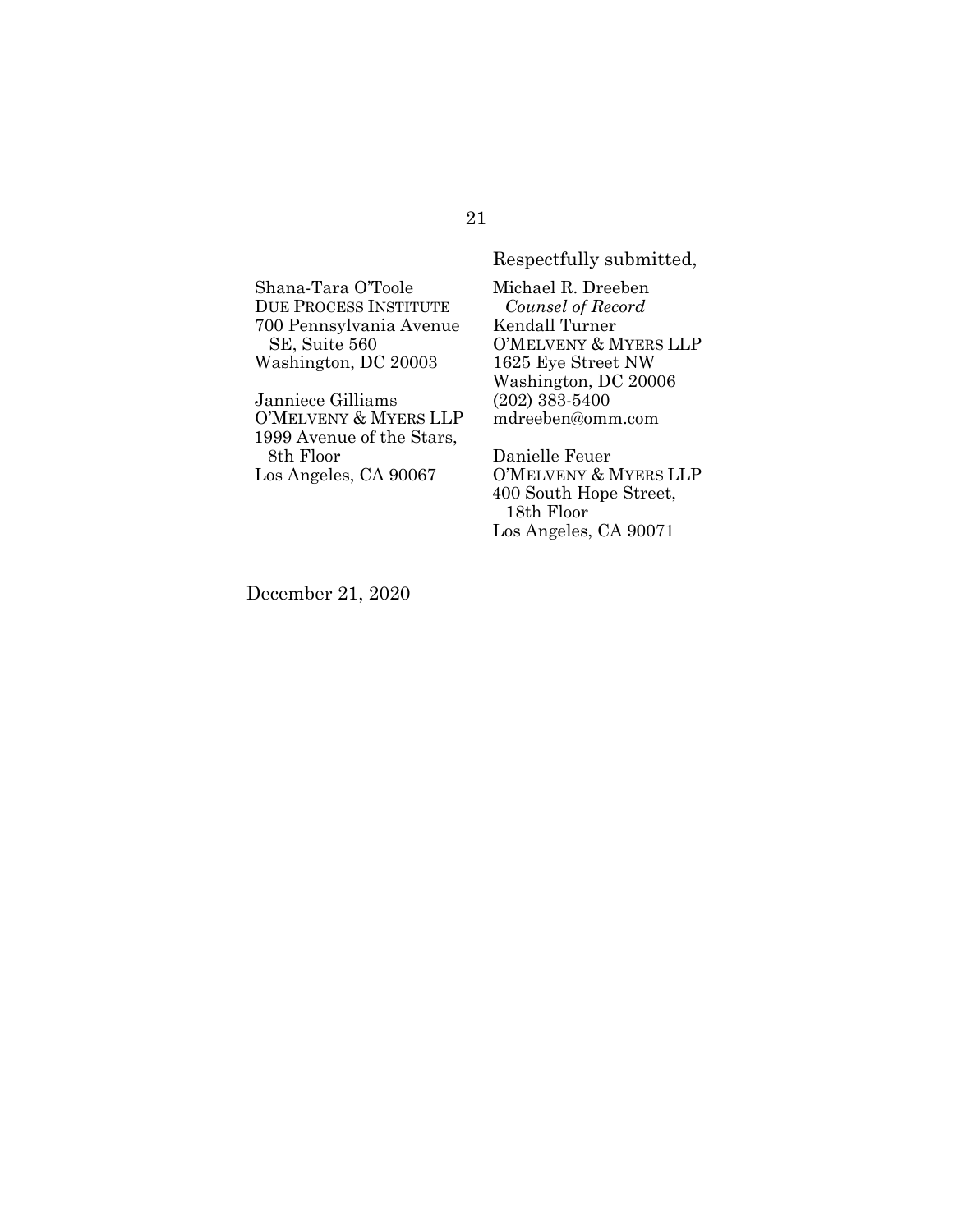Respectfully submitted,

Michael R. Dreeben
*Counsel of Record*
Kendall Turner
O'MELVENY & MYERS LLP
1625 Eye Street NW
Washington, DC 20006
(202) 383-5400
mdreeben@omm.com

Danielle Feuer
O'MELVENY & MYERS LLP
400 South Hope Street,
18th Floor
Los Angeles, CA 90071

Shana-Tara O'Toole
DUE PROCESS INSTITUTE
700 Pennsylvania Avenue
SE, Suite 560
Washington, DC 20003

Janniece Gilliams
O'MELVENY & MYERS LLP
1999 Avenue of the Stars,
8th Floor
Los Angeles, CA 90067

December 21, 2020